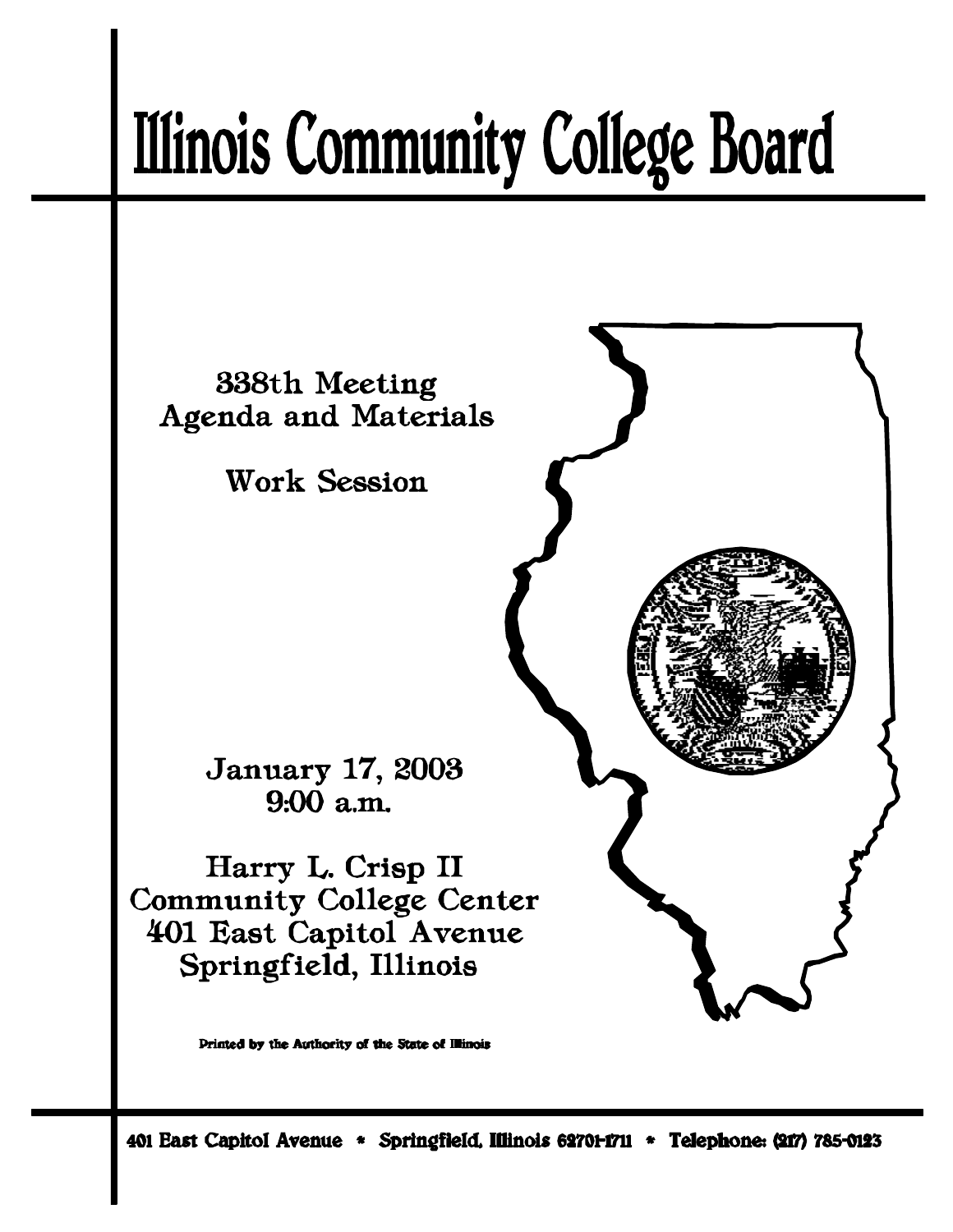# Illinois Community College Board

338th Meeting
Agenda and Materials

Work Session

January 17, 2003
9:00 a.m.

Harry L. Crisp II
Community College Center
401 East Capitol Avenue
Springfield, Illinois

Printed by the Authority of the State of Illinois

401 East Capitol Avenue * Springfield, Illinois 62701-1711 * Telephone: (217) 785-0123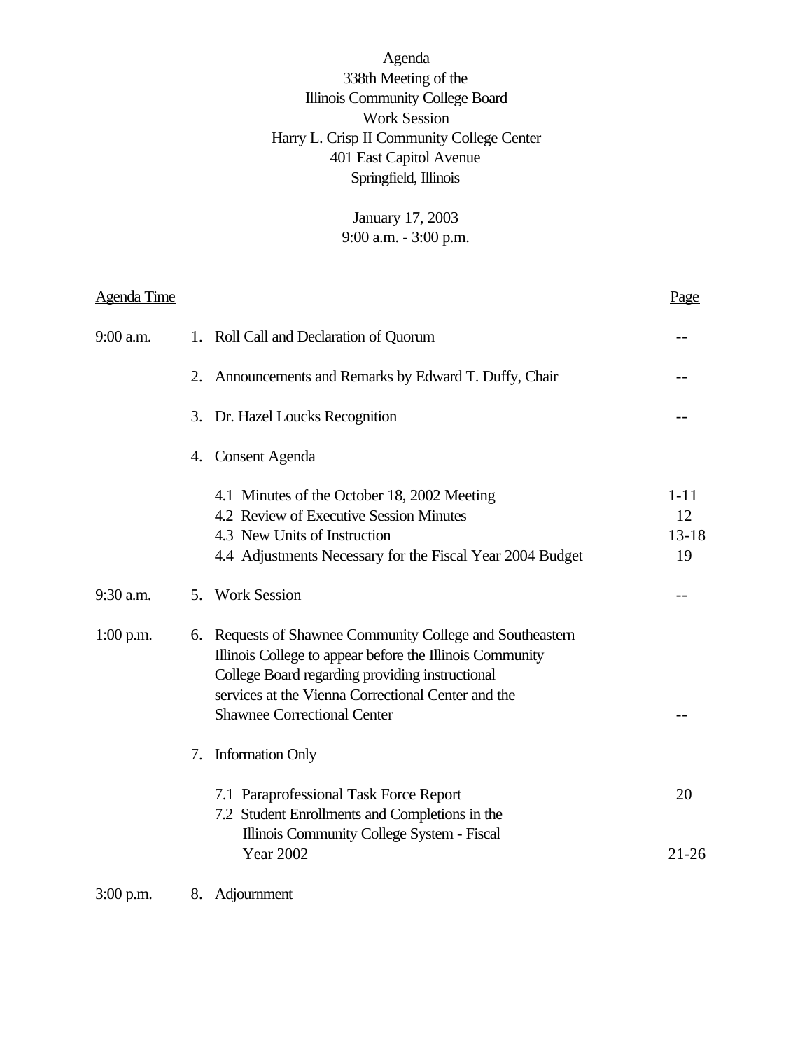# Agenda

## 338th Meeting of the Illinois Community College Board

### Work Session

Harry L. Crisp II Community College Center
401 East Capitol Avenue
Springfield, Illinois

January 17, 2003
9:00 a.m. - 3:00 p.m.

| Agenda Time | | Page |
|---|---|---|
| 9:00 a.m. | 1. Roll Call and Declaration of Quorum | -- |
| | 2. Announcements and Remarks by Edward T. Duffy, Chair | -- |
| | 3. Dr. Hazel Loucks Recognition | -- |
| | 4. Consent Agenda | |
| | 4.1 Minutes of the October 18, 2002 Meeting | 1-11 |
| | 4.2 Review of Executive Session Minutes | 12 |
| | 4.3 New Units of Instruction | 13-18 |
| | 4.4 Adjustments Necessary for the Fiscal Year 2004 Budget | 19 |
| 9:30 a.m. | 5. Work Session | -- |
| 1:00 p.m. | 6. Requests of Shawnee Community College and Southeastern Illinois College to appear before the Illinois Community College Board regarding providing instructional services at the Vienna Correctional Center and the Shawnee Correctional Center | -- |
| | 7. Information Only | |
| | 7.1 Paraprofessional Task Force Report | 20 |
| | 7.2 Student Enrollments and Completions in the Illinois Community College System - Fiscal Year 2002 | 21-26 |
| 3:00 p.m. | 8. Adjournment | |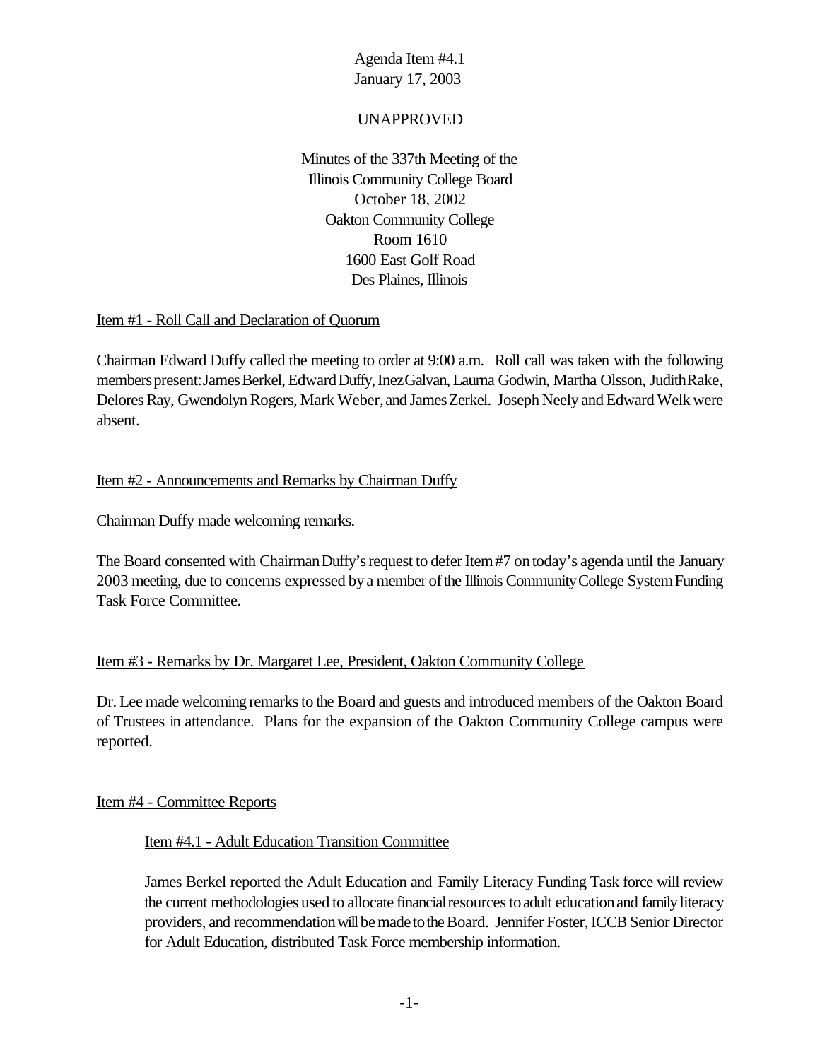Agenda Item #4.1
January 17, 2003

UNAPPROVED

Minutes of the 337th Meeting of the
Illinois Community College Board
October 18, 2002
Oakton Community College
Room 1610
1600 East Golf Road
Des Plaines, Illinois

Item #1 - Roll Call and Declaration of Quorum

Chairman Edward Duffy called the meeting to order at 9:00 a.m. Roll call was taken with the following members present: James Berkel, Edward Duffy, Inez Galvan, Laurna Godwin, Martha Olsson, Judith Rake, Delores Ray, Gwendolyn Rogers, Mark Weber, and James Zerkel. Joseph Neely and Edward Welk were absent.

Item #2 - Announcements and Remarks by Chairman Duffy

Chairman Duffy made welcoming remarks.

The Board consented with Chairman Duffy's request to defer Item #7 on today's agenda until the January 2003 meeting, due to concerns expressed by a member of the Illinois Community College System Funding Task Force Committee.

Item #3 - Remarks by Dr. Margaret Lee, President, Oakton Community College

Dr. Lee made welcoming remarks to the Board and guests and introduced members of the Oakton Board of Trustees in attendance. Plans for the expansion of the Oakton Community College campus were reported.

Item #4 - Committee Reports

Item #4.1 - Adult Education Transition Committee

James Berkel reported the Adult Education and Family Literacy Funding Task force will review the current methodologies used to allocate financial resources to adult education and family literacy providers, and recommendation will be made to the Board. Jennifer Foster, ICCB Senior Director for Adult Education, distributed Task Force membership information.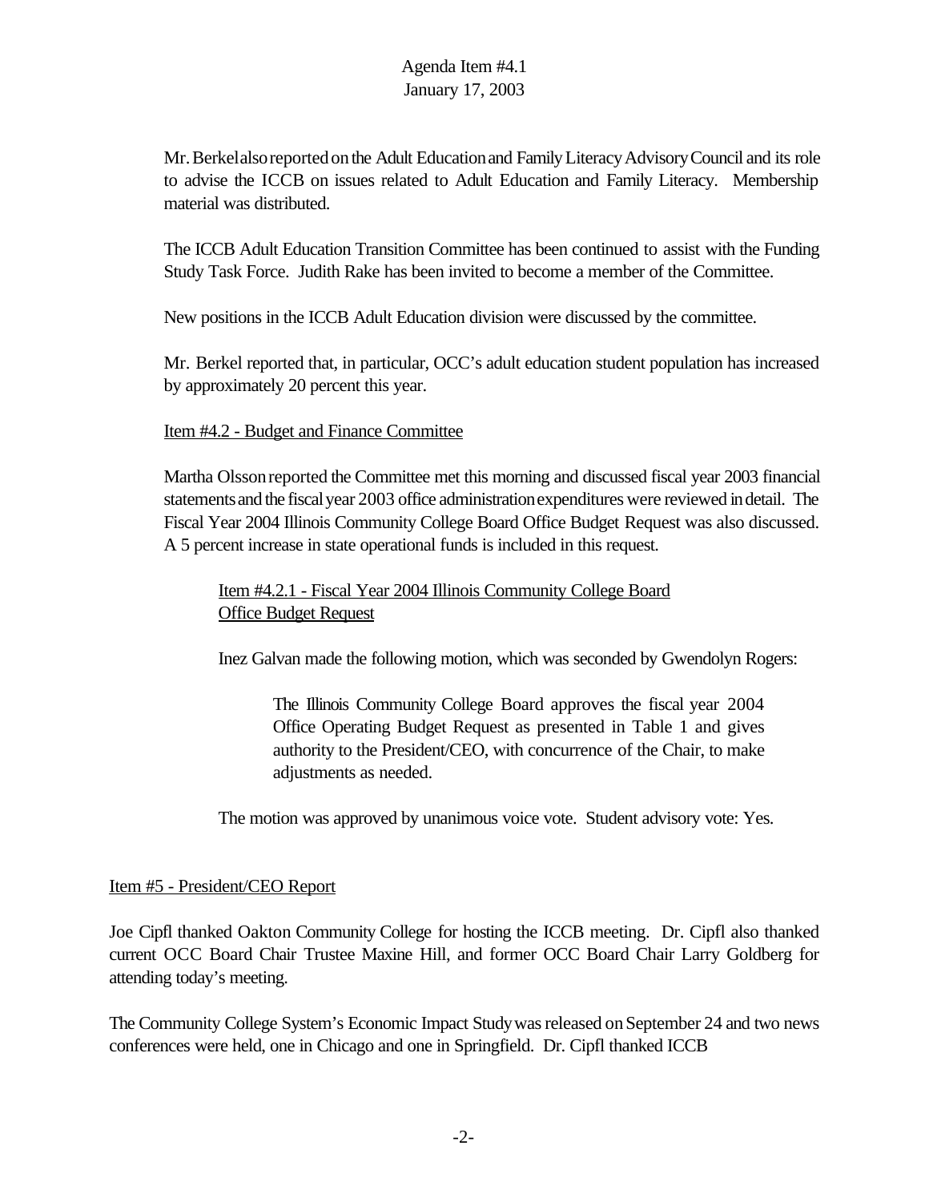Mr. Berkel also reported on the Adult Education and Family Literacy Advisory Council and its role to advise the ICCB on issues related to Adult Education and Family Literacy. Membership material was distributed.

The ICCB Adult Education Transition Committee has been continued to assist with the Funding Study Task Force. Judith Rake has been invited to become a member of the Committee.

New positions in the ICCB Adult Education division were discussed by the committee.

Mr. Berkel reported that, in particular, OCC's adult education student population has increased by approximately 20 percent this year.

Item #4.2 - Budget and Finance Committee

Martha Olsson reported the Committee met this morning and discussed fiscal year 2003 financial statements and the fiscal year 2003 office administration expenditures were reviewed in detail. The Fiscal Year 2004 Illinois Community College Board Office Budget Request was also discussed. A 5 percent increase in state operational funds is included in this request.

Item #4.2.1 - Fiscal Year 2004 Illinois Community College Board Office Budget Request

Inez Galvan made the following motion, which was seconded by Gwendolyn Rogers:

> The Illinois Community College Board approves the fiscal year 2004 Office Operating Budget Request as presented in Table 1 and gives authority to the President/CEO, with concurrence of the Chair, to make adjustments as needed.

The motion was approved by unanimous voice vote. Student advisory vote: Yes.

Item #5 - President/CEO Report

Joe Cipfl thanked Oakton Community College for hosting the ICCB meeting. Dr. Cipfl also thanked current OCC Board Chair Trustee Maxine Hill, and former OCC Board Chair Larry Goldberg for attending today's meeting.

The Community College System's Economic Impact Study was released on September 24 and two news conferences were held, one in Chicago and one in Springfield. Dr. Cipfl thanked ICCB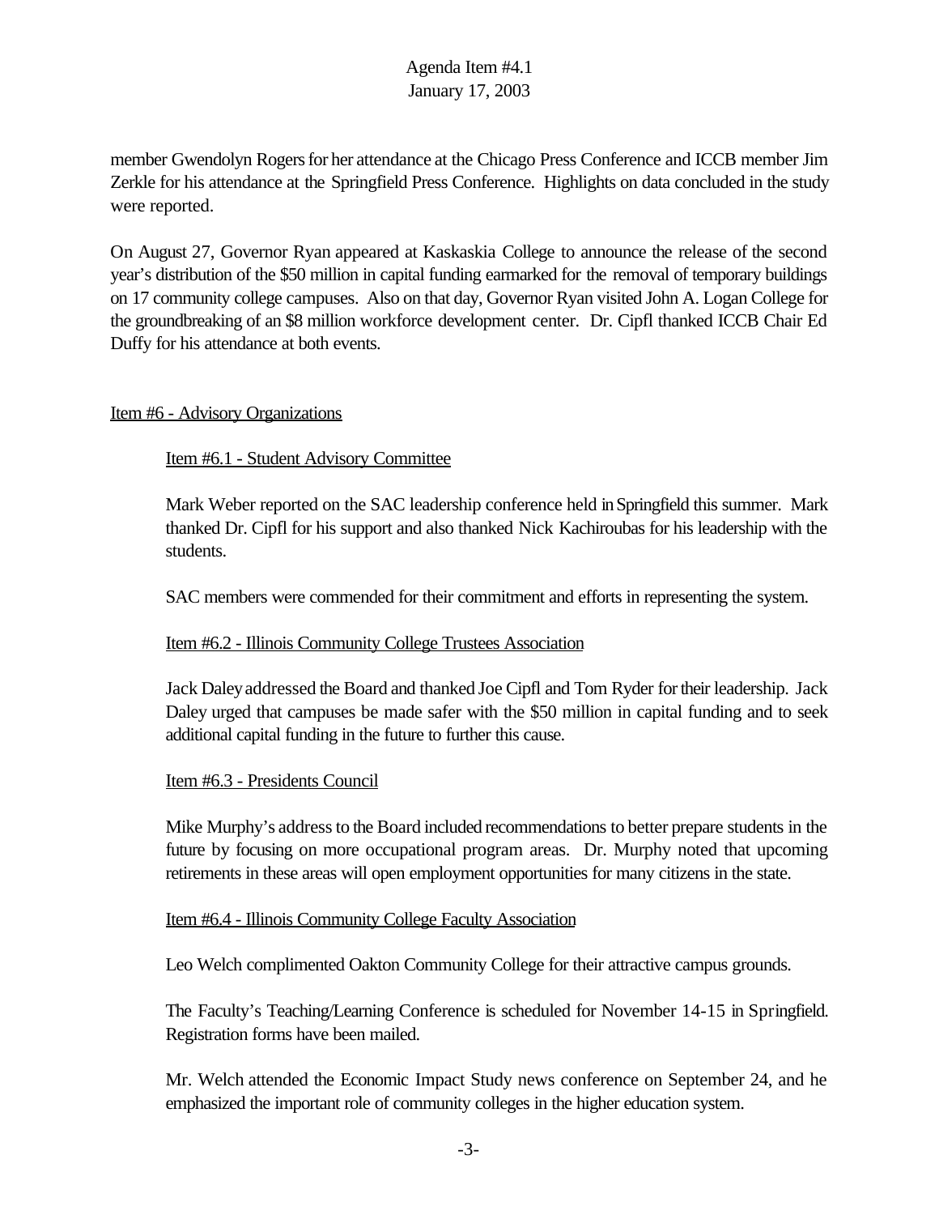member Gwendolyn Rogers for her attendance at the Chicago Press Conference and ICCB member Jim Zerkle for his attendance at the Springfield Press Conference. Highlights on data concluded in the study were reported.

On August 27, Governor Ryan appeared at Kaskaskia College to announce the release of the second year's distribution of the $50 million in capital funding earmarked for the removal of temporary buildings on 17 community college campuses. Also on that day, Governor Ryan visited John A. Logan College for the groundbreaking of an $8 million workforce development center. Dr. Cipfl thanked ICCB Chair Ed Duffy for his attendance at both events.

Item #6 - Advisory Organizations

Item #6.1 - Student Advisory Committee

Mark Weber reported on the SAC leadership conference held in Springfield this summer. Mark thanked Dr. Cipfl for his support and also thanked Nick Kachiroubas for his leadership with the students.

SAC members were commended for their commitment and efforts in representing the system.

Item #6.2 - Illinois Community College Trustees Association

Jack Daley addressed the Board and thanked Joe Cipfl and Tom Ryder for their leadership. Jack Daley urged that campuses be made safer with the $50 million in capital funding and to seek additional capital funding in the future to further this cause.

Item #6.3 - Presidents Council

Mike Murphy's address to the Board included recommendations to better prepare students in the future by focusing on more occupational program areas. Dr. Murphy noted that upcoming retirements in these areas will open employment opportunities for many citizens in the state.

Item #6.4 - Illinois Community College Faculty Association

Leo Welch complimented Oakton Community College for their attractive campus grounds.

The Faculty's Teaching/Learning Conference is scheduled for November 14-15 in Springfield. Registration forms have been mailed.

Mr. Welch attended the Economic Impact Study news conference on September 24, and he emphasized the important role of community colleges in the higher education system.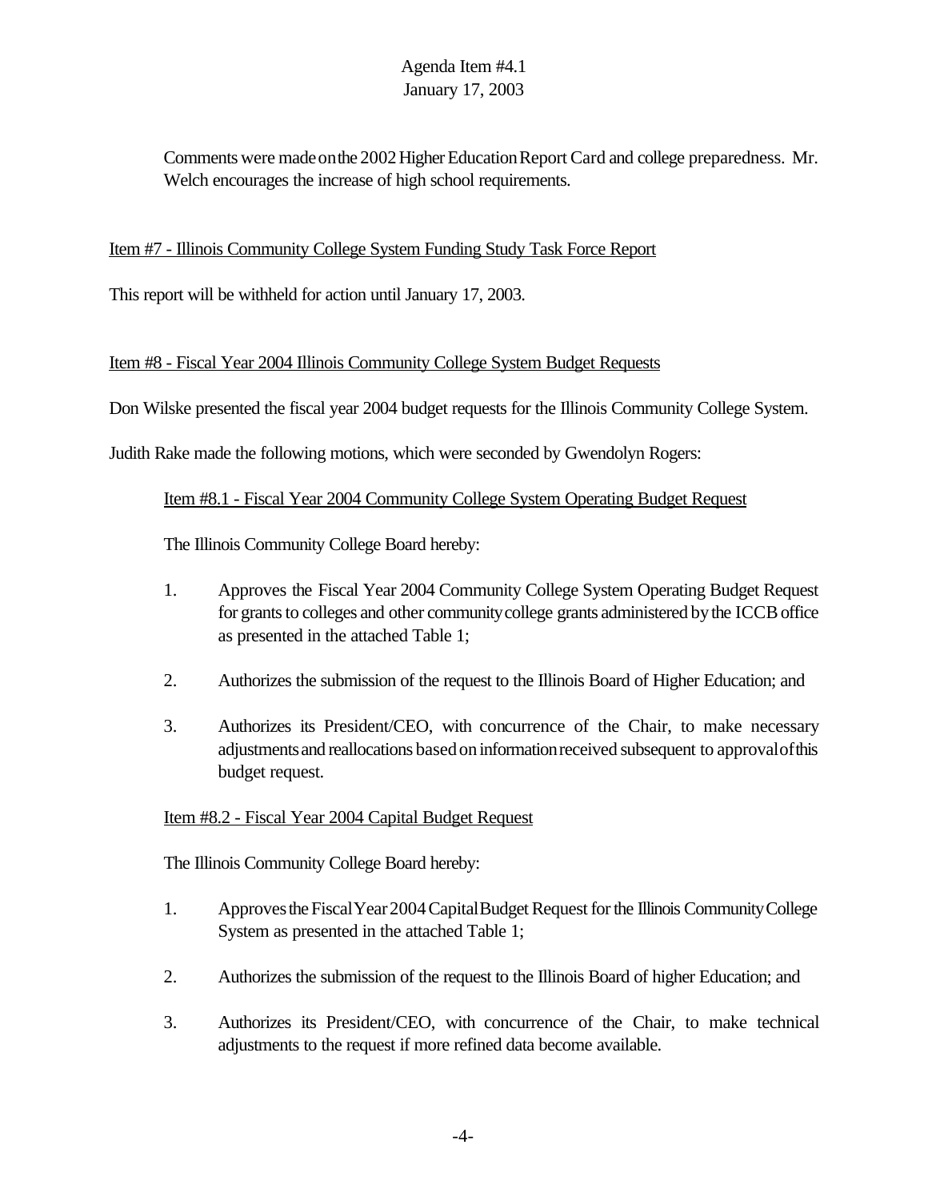Comments were made on the 2002 Higher Education Report Card and college preparedness. Mr. Welch encourages the increase of high school requirements.

Item #7 - Illinois Community College System Funding Study Task Force Report

This report will be withheld for action until January 17, 2003.

Item #8 - Fiscal Year 2004 Illinois Community College System Budget Requests

Don Wilske presented the fiscal year 2004 budget requests for the Illinois Community College System.

Judith Rake made the following motions, which were seconded by Gwendolyn Rogers:

Item #8.1 - Fiscal Year 2004 Community College System Operating Budget Request

The Illinois Community College Board hereby:

1. Approves the Fiscal Year 2004 Community College System Operating Budget Request for grants to colleges and other community college grants administered by the ICCB office as presented in the attached Table 1;

2. Authorizes the submission of the request to the Illinois Board of Higher Education; and

3. Authorizes its President/CEO, with concurrence of the Chair, to make necessary adjustments and reallocations based on information received subsequent to approval of this budget request.

Item #8.2 - Fiscal Year 2004 Capital Budget Request

The Illinois Community College Board hereby:

1. Approves the Fiscal Year 2004 Capital Budget Request for the Illinois Community College System as presented in the attached Table 1;

2. Authorizes the submission of the request to the Illinois Board of higher Education; and

3. Authorizes its President/CEO, with concurrence of the Chair, to make technical adjustments to the request if more refined data become available.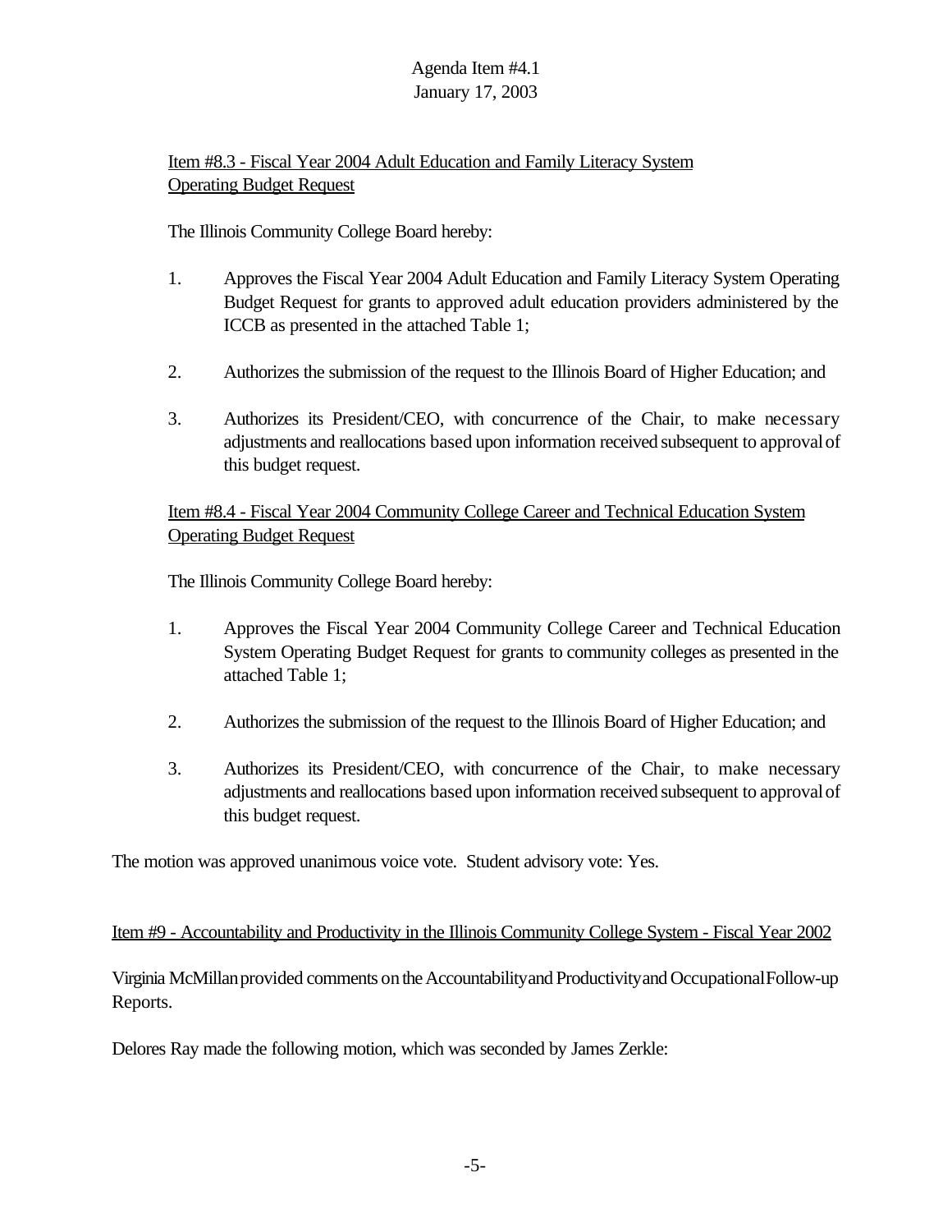Item #8.3 - Fiscal Year 2004 Adult Education and Family Literacy System Operating Budget Request

The Illinois Community College Board hereby:

1. Approves the Fiscal Year 2004 Adult Education and Family Literacy System Operating Budget Request for grants to approved adult education providers administered by the ICCB as presented in the attached Table 1;

2. Authorizes the submission of the request to the Illinois Board of Higher Education; and

3. Authorizes its President/CEO, with concurrence of the Chair, to make necessary adjustments and reallocations based upon information received subsequent to approval of this budget request.

Item #8.4 - Fiscal Year 2004 Community College Career and Technical Education System Operating Budget Request

The Illinois Community College Board hereby:

1. Approves the Fiscal Year 2004 Community College Career and Technical Education System Operating Budget Request for grants to community colleges as presented in the attached Table 1;

2. Authorizes the submission of the request to the Illinois Board of Higher Education; and

3. Authorizes its President/CEO, with concurrence of the Chair, to make necessary adjustments and reallocations based upon information received subsequent to approval of this budget request.

The motion was approved unanimous voice vote. Student advisory vote: Yes.

Item #9 - Accountability and Productivity in the Illinois Community College System - Fiscal Year 2002

Virginia McMillan provided comments on the Accountability and Productivity and Occupational Follow-up Reports.

Delores Ray made the following motion, which was seconded by James Zerkle: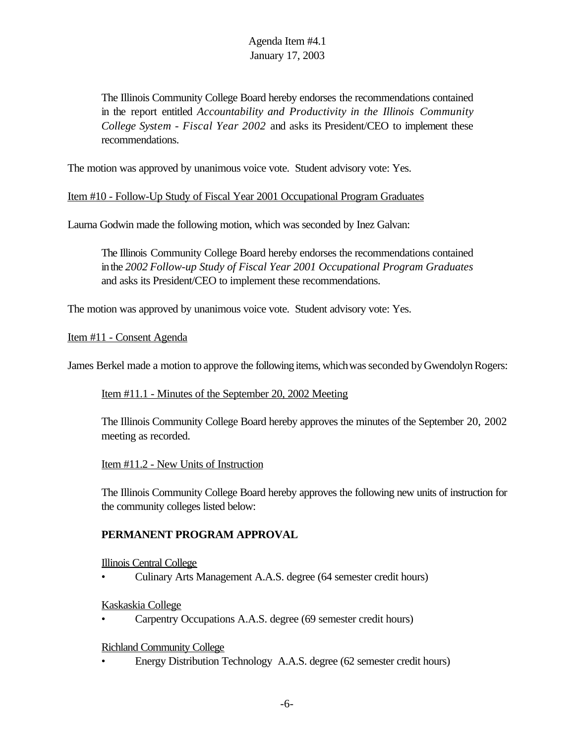> The Illinois Community College Board hereby endorses the recommendations contained in the report entitled *Accountability and Productivity in the Illinois Community College System - Fiscal Year 2002* and asks its President/CEO to implement these recommendations.

The motion was approved by unanimous voice vote. Student advisory vote: Yes.

<u>Item #10 - Follow-Up Study of Fiscal Year 2001 Occupational Program Graduates</u>

Laurna Godwin made the following motion, which was seconded by Inez Galvan:

> The Illinois Community College Board hereby endorses the recommendations contained in the *2002 Follow-up Study of Fiscal Year 2001 Occupational Program Graduates* and asks its President/CEO to implement these recommendations.

The motion was approved by unanimous voice vote. Student advisory vote: Yes.

<u>Item #11 - Consent Agenda</u>

James Berkel made a motion to approve the following items, which was seconded by Gwendolyn Rogers:

<u>Item #11.1 - Minutes of the September 20, 2002 Meeting</u>

The Illinois Community College Board hereby approves the minutes of the September 20, 2002 meeting as recorded.

<u>Item #11.2 - New Units of Instruction</u>

The Illinois Community College Board hereby approves the following new units of instruction for the community colleges listed below:

**PERMANENT PROGRAM APPROVAL**

<u>Illinois Central College</u>

- Culinary Arts Management A.A.S. degree (64 semester credit hours)

<u>Kaskaskia College</u>

- Carpentry Occupations A.A.S. degree (69 semester credit hours)

<u>Richland Community College</u>

- Energy Distribution Technology A.A.S. degree (62 semester credit hours)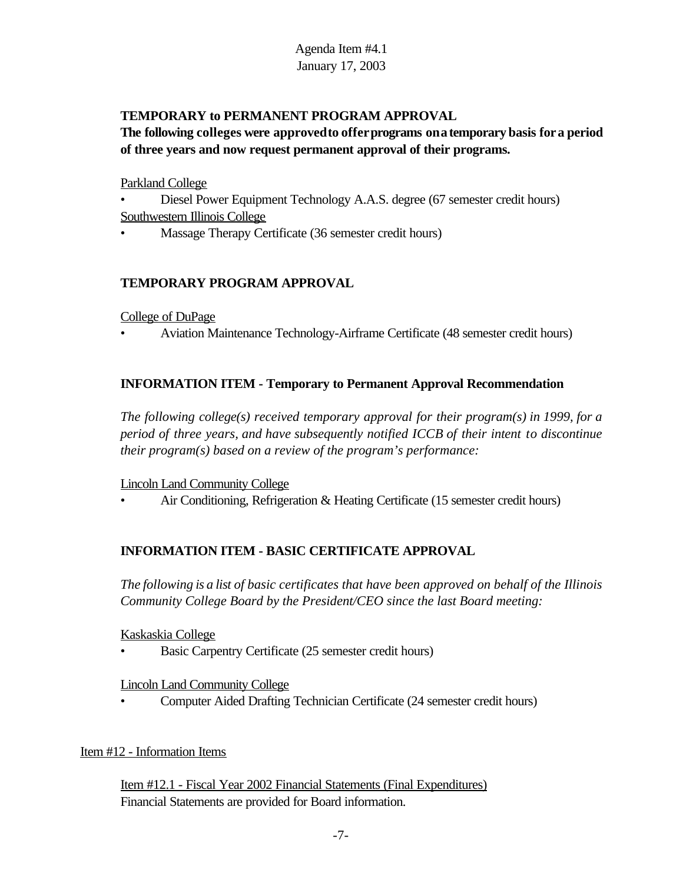Agenda Item #4.1
January 17, 2003

**TEMPORARY to PERMANENT PROGRAM APPROVAL**

**The following colleges were approved to offer programs on a temporary basis for a period of three years and now request permanent approval of their programs.**

Parkland College

- Diesel Power Equipment Technology A.A.S. degree (67 semester credit hours)

Southwestern Illinois College

- Massage Therapy Certificate (36 semester credit hours)

**TEMPORARY PROGRAM APPROVAL**

College of DuPage

- Aviation Maintenance Technology-Airframe Certificate (48 semester credit hours)

**INFORMATION ITEM - Temporary to Permanent Approval Recommendation**

*The following college(s) received temporary approval for their program(s) in 1999, for a period of three years, and have subsequently notified ICCB of their intent to discontinue their program(s) based on a review of the program's performance:*

Lincoln Land Community College

- Air Conditioning, Refrigeration & Heating Certificate (15 semester credit hours)

**INFORMATION ITEM - BASIC CERTIFICATE APPROVAL**

*The following is a list of basic certificates that have been approved on behalf of the Illinois Community College Board by the President/CEO since the last Board meeting:*

Kaskaskia College

- Basic Carpentry Certificate (25 semester credit hours)

Lincoln Land Community College

- Computer Aided Drafting Technician Certificate (24 semester credit hours)

Item #12 - Information Items

Item #12.1 - Fiscal Year 2002 Financial Statements (Final Expenditures)

Financial Statements are provided for Board information.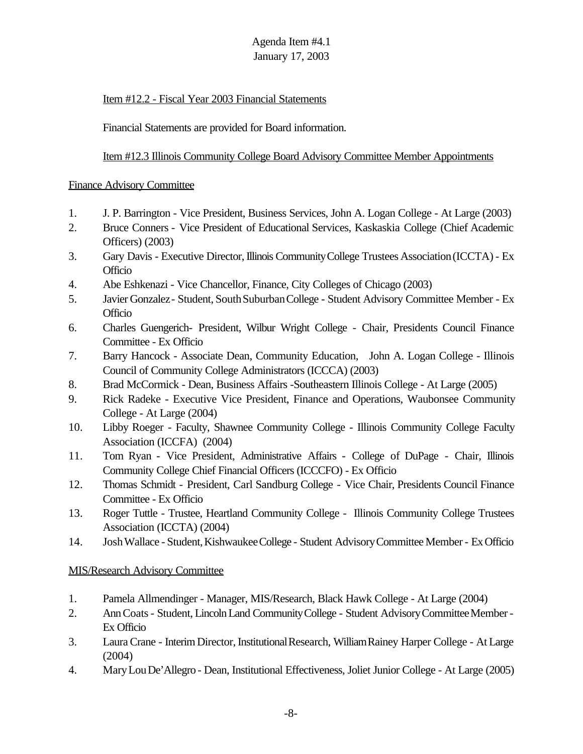Agenda Item #4.1
January 17, 2003

Item #12.2 - Fiscal Year 2003 Financial Statements

Financial Statements are provided for Board information.

Item #12.3 Illinois Community College Board Advisory Committee Member Appointments

Finance Advisory Committee

1. J. P. Barrington - Vice President, Business Services, John A. Logan College - At Large (2003)
2. Bruce Conners - Vice President of Educational Services, Kaskaskia College (Chief Academic Officers) (2003)
3. Gary Davis - Executive Director, Illinois Community College Trustees Association (ICCTA) - Ex Officio
4. Abe Eshkenazi - Vice Chancellor, Finance, City Colleges of Chicago (2003)
5. Javier Gonzalez - Student, South Suburban College - Student Advisory Committee Member - Ex Officio
6. Charles Guengerich- President, Wilbur Wright College - Chair, Presidents Council Finance Committee - Ex Officio
7. Barry Hancock - Associate Dean, Community Education, John A. Logan College - Illinois Council of Community College Administrators (ICCCA) (2003)
8. Brad McCormick - Dean, Business Affairs -Southeastern Illinois College - At Large (2005)
9. Rick Radeke - Executive Vice President, Finance and Operations, Waubonsee Community College - At Large (2004)
10. Libby Roeger - Faculty, Shawnee Community College - Illinois Community College Faculty Association (ICCFA) (2004)
11. Tom Ryan - Vice President, Administrative Affairs - College of DuPage - Chair, Illinois Community College Chief Financial Officers (ICCCFO) - Ex Officio
12. Thomas Schmidt - President, Carl Sandburg College - Vice Chair, Presidents Council Finance Committee - Ex Officio
13. Roger Tuttle - Trustee, Heartland Community College - Illinois Community College Trustees Association (ICCTA) (2004)
14. Josh Wallace - Student, Kishwaukee College - Student Advisory Committee Member - Ex Officio

MIS/Research Advisory Committee

1. Pamela Allmendinger - Manager, MIS/Research, Black Hawk College - At Large (2004)
2. Ann Coats - Student, Lincoln Land Community College - Student Advisory Committee Member - Ex Officio
3. Laura Crane - Interim Director, Institutional Research, William Rainey Harper College - At Large (2004)
4. Mary Lou De'Allegro - Dean, Institutional Effectiveness, Joliet Junior College - At Large (2005)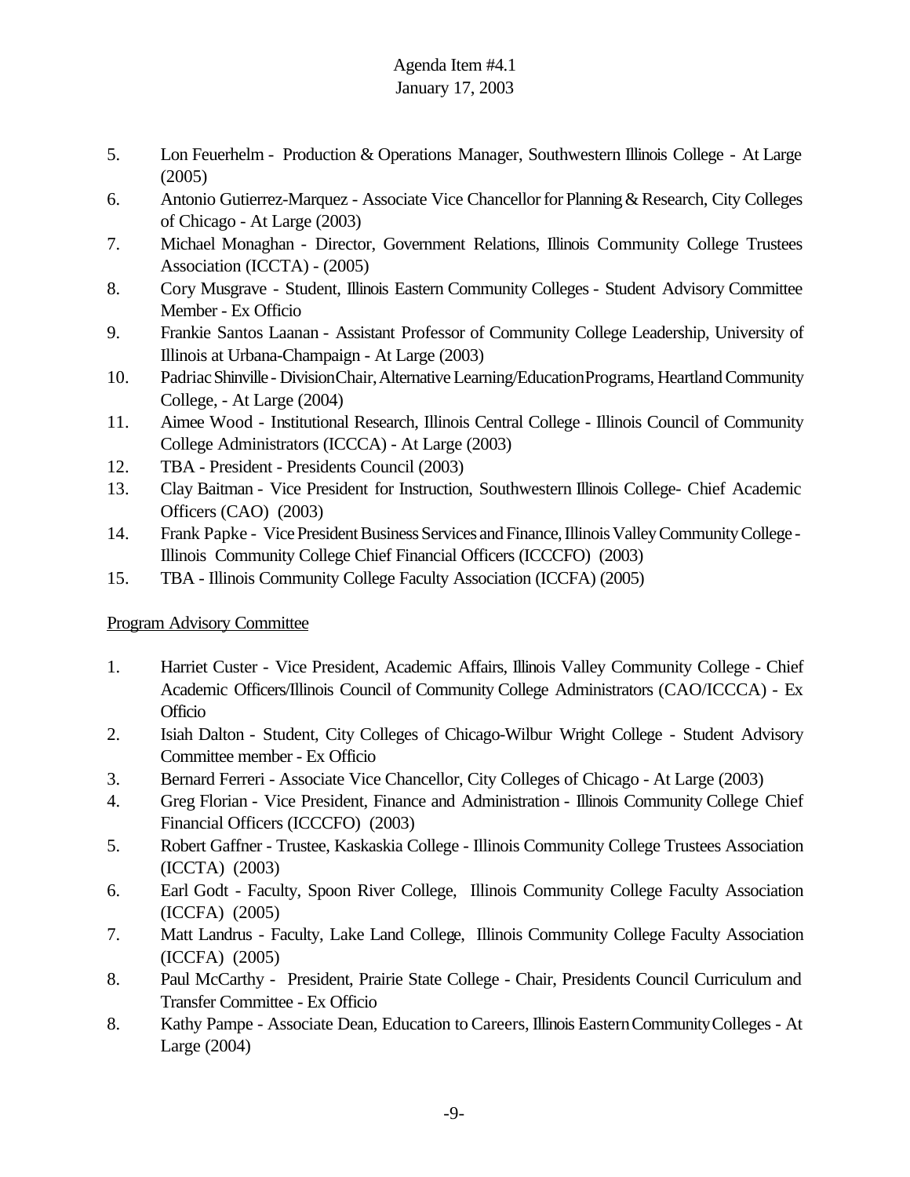Agenda Item #4.1
January 17, 2003

5. Lon Feuerhelm - Production & Operations Manager, Southwestern Illinois College - At Large (2005)
6. Antonio Gutierrez-Marquez - Associate Vice Chancellor for Planning & Research, City Colleges of Chicago - At Large (2003)
7. Michael Monaghan - Director, Government Relations, Illinois Community College Trustees Association (ICCTA) - (2005)
8. Cory Musgrave - Student, Illinois Eastern Community Colleges - Student Advisory Committee Member - Ex Officio
9. Frankie Santos Laanan - Assistant Professor of Community College Leadership, University of Illinois at Urbana-Champaign - At Large (2003)
10. Padriac Shinville - Division Chair, Alternative Learning/Education Programs, Heartland Community College, - At Large (2004)
11. Aimee Wood - Institutional Research, Illinois Central College - Illinois Council of Community College Administrators (ICCCA) - At Large (2003)
12. TBA - President - Presidents Council (2003)
13. Clay Baitman - Vice President for Instruction, Southwestern Illinois College- Chief Academic Officers (CAO) (2003)
14. Frank Papke - Vice President Business Services and Finance, Illinois Valley Community College - Illinois Community College Chief Financial Officers (ICCCFO) (2003)
15. TBA - Illinois Community College Faculty Association (ICCFA) (2005)

Program Advisory Committee

1. Harriet Custer - Vice President, Academic Affairs, Illinois Valley Community College - Chief Academic Officers/Illinois Council of Community College Administrators (CAO/ICCCA) - Ex Officio
2. Isiah Dalton - Student, City Colleges of Chicago-Wilbur Wright College - Student Advisory Committee member - Ex Officio
3. Bernard Ferreri - Associate Vice Chancellor, City Colleges of Chicago - At Large (2003)
4. Greg Florian - Vice President, Finance and Administration - Illinois Community College Chief Financial Officers (ICCCFO) (2003)
5. Robert Gaffner - Trustee, Kaskaskia College - Illinois Community College Trustees Association (ICCTA) (2003)
6. Earl Godt - Faculty, Spoon River College, Illinois Community College Faculty Association (ICCFA) (2005)
7. Matt Landrus - Faculty, Lake Land College, Illinois Community College Faculty Association (ICCFA) (2005)
8. Paul McCarthy - President, Prairie State College - Chair, Presidents Council Curriculum and Transfer Committee - Ex Officio
8. Kathy Pampe - Associate Dean, Education to Careers, Illinois Eastern Community Colleges - At Large (2004)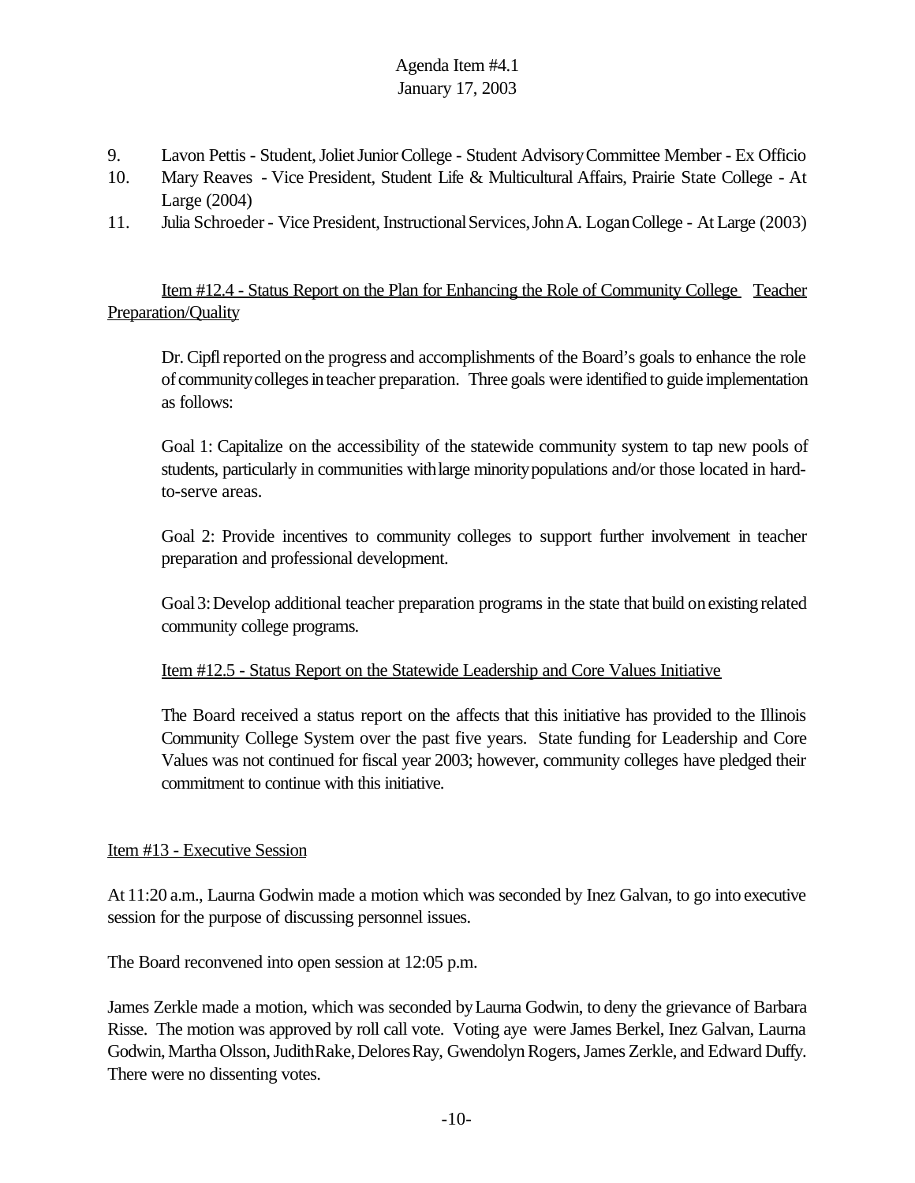9. Lavon Pettis - Student, Joliet Junior College - Student Advisory Committee Member - Ex Officio
10. Mary Reaves - Vice President, Student Life & Multicultural Affairs, Prairie State College - At Large (2004)
11. Julia Schroeder - Vice President, Instructional Services, John A. Logan College - At Large (2003)

Item #12.4 - Status Report on the Plan for Enhancing the Role of Community College Teacher Preparation/Quality

Dr. Cipfl reported on the progress and accomplishments of the Board's goals to enhance the role of community colleges in teacher preparation. Three goals were identified to guide implementation as follows:

Goal 1: Capitalize on the accessibility of the statewide community system to tap new pools of students, particularly in communities with large minority populations and/or those located in hard-to-serve areas.

Goal 2: Provide incentives to community colleges to support further involvement in teacher preparation and professional development.

Goal 3: Develop additional teacher preparation programs in the state that build on existing related community college programs.

Item #12.5 - Status Report on the Statewide Leadership and Core Values Initiative

The Board received a status report on the affects that this initiative has provided to the Illinois Community College System over the past five years. State funding for Leadership and Core Values was not continued for fiscal year 2003; however, community colleges have pledged their commitment to continue with this initiative.

Item #13 - Executive Session

At 11:20 a.m., Laurna Godwin made a motion which was seconded by Inez Galvan, to go into executive session for the purpose of discussing personnel issues.

The Board reconvened into open session at 12:05 p.m.

James Zerkle made a motion, which was seconded by Laurna Godwin, to deny the grievance of Barbara Risse. The motion was approved by roll call vote. Voting aye were James Berkel, Inez Galvan, Laurna Godwin, Martha Olsson, Judith Rake, Delores Ray, Gwendolyn Rogers, James Zerkle, and Edward Duffy. There were no dissenting votes.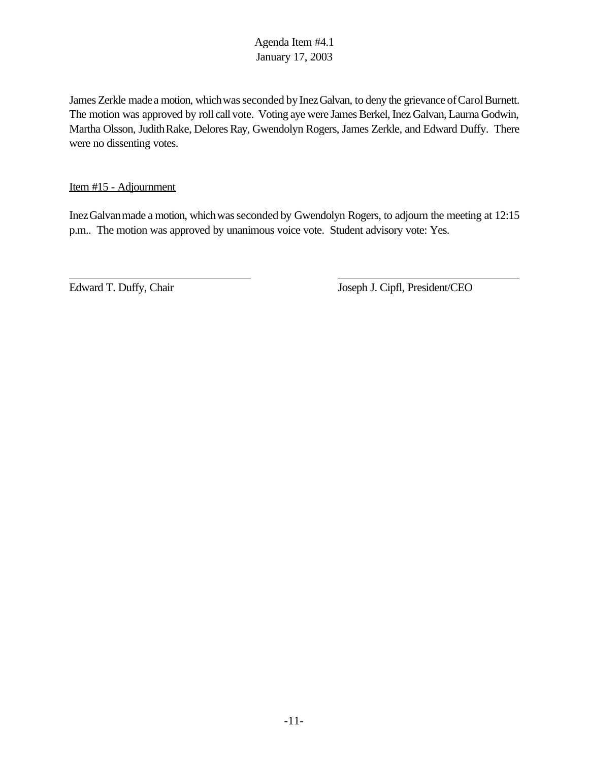James Zerkle made a motion, which was seconded by Inez Galvan, to deny the grievance of Carol Burnett. The motion was approved by roll call vote. Voting aye were James Berkel, Inez Galvan, Laurna Godwin, Martha Olsson, Judith Rake, Delores Ray, Gwendolyn Rogers, James Zerkle, and Edward Duffy. There were no dissenting votes.

Item #15 - Adjournment

Inez Galvan made a motion, which was seconded by Gwendolyn Rogers, to adjourn the meeting at 12:15 p.m.. The motion was approved by unanimous voice vote. Student advisory vote: Yes.

\_\_\_\_\_\_\_\_\_\_\_\_\_\_\_\_\_\_\_\_\_\_\_\_\_\_\_\_\_\_
Edward T. Duffy, Chair

\_\_\_\_\_\_\_\_\_\_\_\_\_\_\_\_\_\_\_\_\_\_\_\_\_\_\_\_\_\_
Joseph J. Cipfl, President/CEO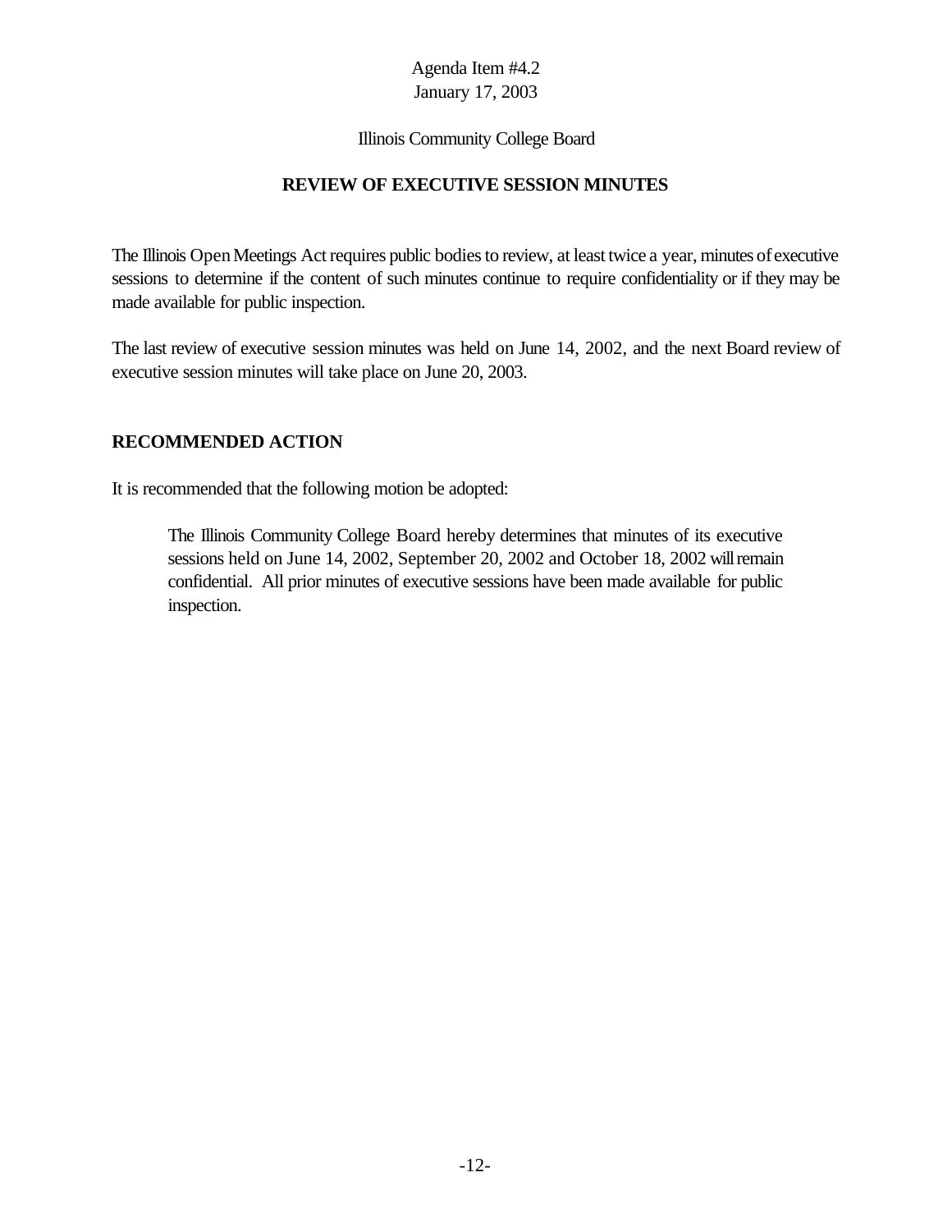Agenda Item #4.2
January 17, 2003

Illinois Community College Board

## REVIEW OF EXECUTIVE SESSION MINUTES

The Illinois Open Meetings Act requires public bodies to review, at least twice a year, minutes of executive sessions to determine if the content of such minutes continue to require confidentiality or if they may be made available for public inspection.

The last review of executive session minutes was held on June 14, 2002, and the next Board review of executive session minutes will take place on June 20, 2003.

### RECOMMENDED ACTION

It is recommended that the following motion be adopted:

> The Illinois Community College Board hereby determines that minutes of its executive sessions held on June 14, 2002, September 20, 2002 and October 18, 2002 will remain confidential. All prior minutes of executive sessions have been made available for public inspection.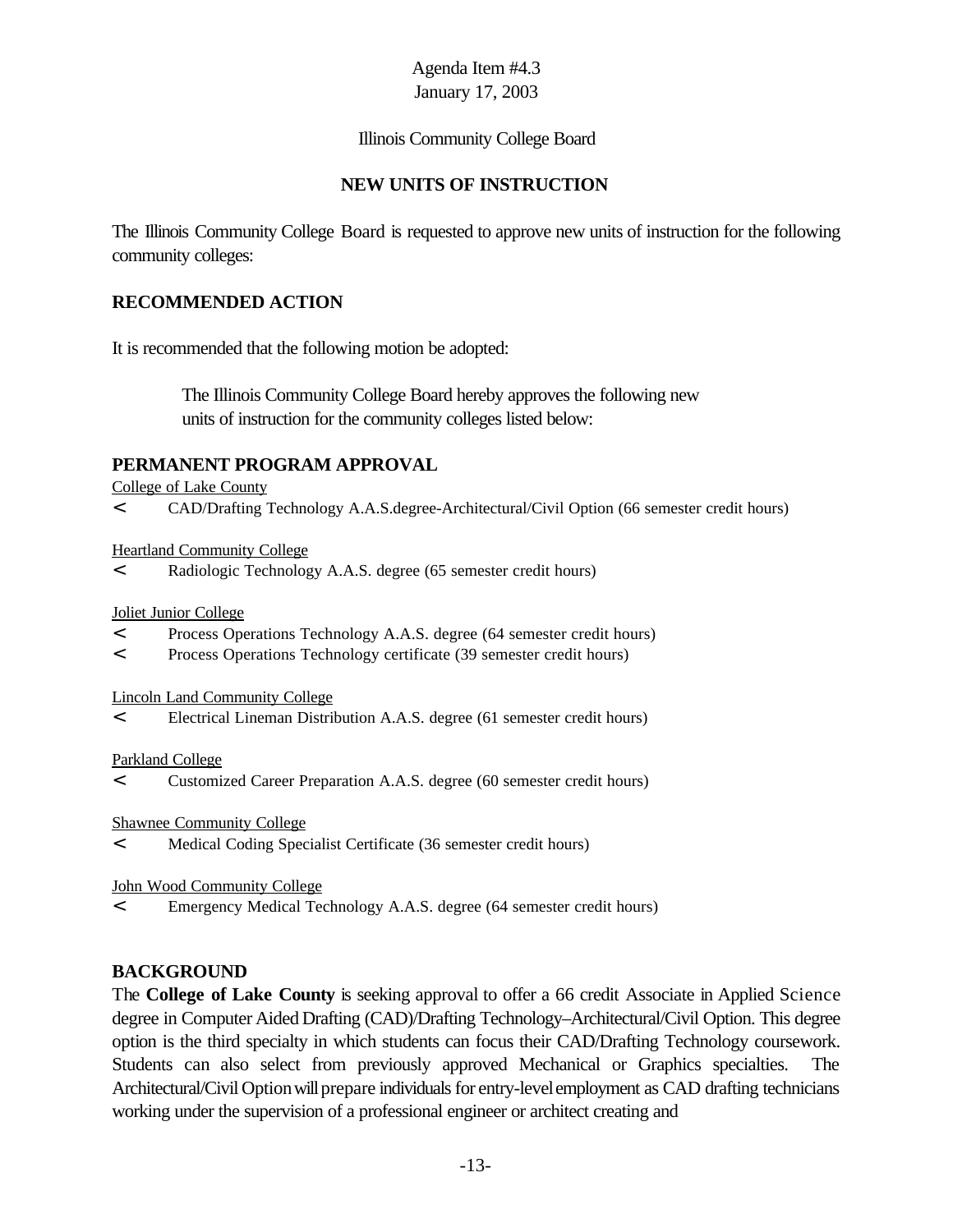Agenda Item #4.3
January 17, 2003

Illinois Community College Board

## NEW UNITS OF INSTRUCTION

The Illinois Community College Board is requested to approve new units of instruction for the following community colleges:

## RECOMMENDED ACTION

It is recommended that the following motion be adopted:

> The Illinois Community College Board hereby approves the following new units of instruction for the community colleges listed below:

## PERMANENT PROGRAM APPROVAL

College of Lake County

- CAD/Drafting Technology A.A.S.degree-Architectural/Civil Option (66 semester credit hours)

Heartland Community College

- Radiologic Technology A.A.S. degree (65 semester credit hours)

Joliet Junior College

- Process Operations Technology A.A.S. degree (64 semester credit hours)
- Process Operations Technology certificate (39 semester credit hours)

Lincoln Land Community College

- Electrical Lineman Distribution A.A.S. degree (61 semester credit hours)

Parkland College

- Customized Career Preparation A.A.S. degree (60 semester credit hours)

Shawnee Community College

- Medical Coding Specialist Certificate (36 semester credit hours)

John Wood Community College

- Emergency Medical Technology A.A.S. degree (64 semester credit hours)

## BACKGROUND

The **College of Lake County** is seeking approval to offer a 66 credit Associate in Applied Science degree in Computer Aided Drafting (CAD)/Drafting Technology–Architectural/Civil Option. This degree option is the third specialty in which students can focus their CAD/Drafting Technology coursework. Students can also select from previously approved Mechanical or Graphics specialties. The Architectural/Civil Option will prepare individuals for entry-level employment as CAD drafting technicians working under the supervision of a professional engineer or architect creating and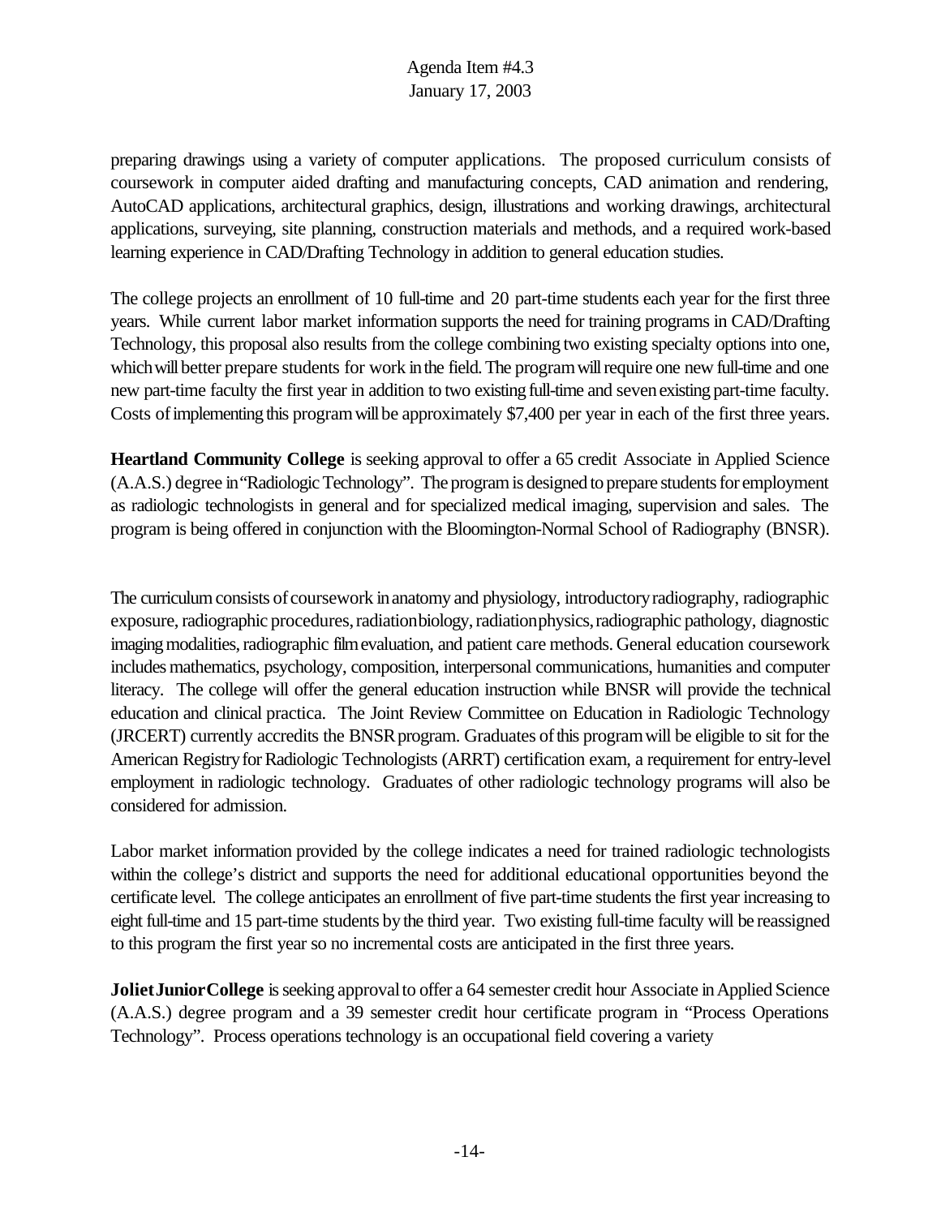preparing drawings using a variety of computer applications. The proposed curriculum consists of coursework in computer aided drafting and manufacturing concepts, CAD animation and rendering, AutoCAD applications, architectural graphics, design, illustrations and working drawings, architectural applications, surveying, site planning, construction materials and methods, and a required work-based learning experience in CAD/Drafting Technology in addition to general education studies.

The college projects an enrollment of 10 full-time and 20 part-time students each year for the first three years. While current labor market information supports the need for training programs in CAD/Drafting Technology, this proposal also results from the college combining two existing specialty options into one, which will better prepare students for work in the field. The program will require one new full-time and one new part-time faculty the first year in addition to two existing full-time and seven existing part-time faculty. Costs of implementing this program will be approximately $7,400 per year in each of the first three years.

**Heartland Community College** is seeking approval to offer a 65 credit Associate in Applied Science (A.A.S.) degree in "Radiologic Technology". The program is designed to prepare students for employment as radiologic technologists in general and for specialized medical imaging, supervision and sales. The program is being offered in conjunction with the Bloomington-Normal School of Radiography (BNSR).

The curriculum consists of coursework in anatomy and physiology, introductory radiography, radiographic exposure, radiographic procedures, radiation biology, radiation physics, radiographic pathology, diagnostic imaging modalities, radiographic film evaluation, and patient care methods. General education coursework includes mathematics, psychology, composition, interpersonal communications, humanities and computer literacy. The college will offer the general education instruction while BNSR will provide the technical education and clinical practica. The Joint Review Committee on Education in Radiologic Technology (JRCERT) currently accredits the BNSR program. Graduates of this program will be eligible to sit for the American Registry for Radiologic Technologists (ARRT) certification exam, a requirement for entry-level employment in radiologic technology. Graduates of other radiologic technology programs will also be considered for admission.

Labor market information provided by the college indicates a need for trained radiologic technologists within the college's district and supports the need for additional educational opportunities beyond the certificate level. The college anticipates an enrollment of five part-time students the first year increasing to eight full-time and 15 part-time students by the third year. Two existing full-time faculty will be reassigned to this program the first year so no incremental costs are anticipated in the first three years.

**Joliet Junior College** is seeking approval to offer a 64 semester credit hour Associate in Applied Science (A.A.S.) degree program and a 39 semester credit hour certificate program in "Process Operations Technology". Process operations technology is an occupational field covering a variety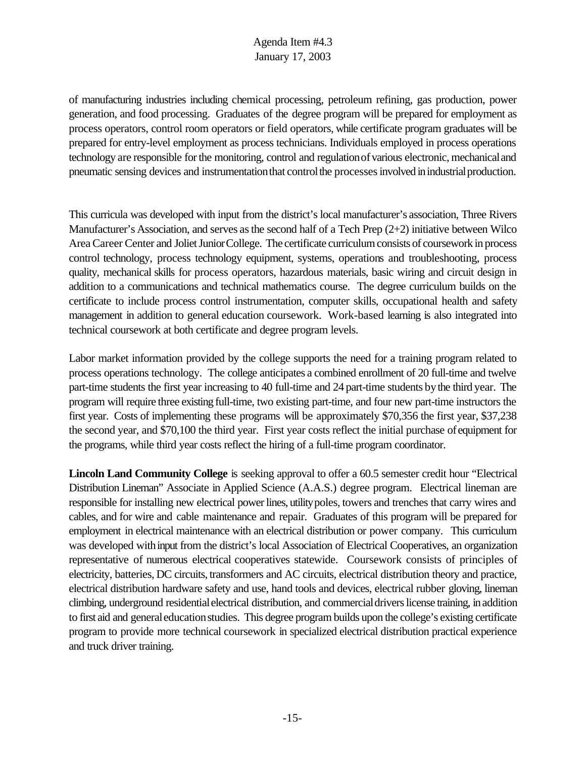of manufacturing industries including chemical processing, petroleum refining, gas production, power generation, and food processing. Graduates of the degree program will be prepared for employment as process operators, control room operators or field operators, while certificate program graduates will be prepared for entry-level employment as process technicians. Individuals employed in process operations technology are responsible for the monitoring, control and regulation of various electronic, mechanical and pneumatic sensing devices and instrumentation that control the processes involved in industrial production.

This curricula was developed with input from the district's local manufacturer's association, Three Rivers Manufacturer's Association, and serves as the second half of a Tech Prep (2+2) initiative between Wilco Area Career Center and Joliet Junior College. The certificate curriculum consists of coursework in process control technology, process technology equipment, systems, operations and troubleshooting, process quality, mechanical skills for process operators, hazardous materials, basic wiring and circuit design in addition to a communications and technical mathematics course. The degree curriculum builds on the certificate to include process control instrumentation, computer skills, occupational health and safety management in addition to general education coursework. Work-based learning is also integrated into technical coursework at both certificate and degree program levels.

Labor market information provided by the college supports the need for a training program related to process operations technology. The college anticipates a combined enrollment of 20 full-time and twelve part-time students the first year increasing to 40 full-time and 24 part-time students by the third year. The program will require three existing full-time, two existing part-time, and four new part-time instructors the first year. Costs of implementing these programs will be approximately $70,356 the first year, $37,238 the second year, and $70,100 the third year. First year costs reflect the initial purchase of equipment for the programs, while third year costs reflect the hiring of a full-time program coordinator.

**Lincoln Land Community College** is seeking approval to offer a 60.5 semester credit hour "Electrical Distribution Lineman" Associate in Applied Science (A.A.S.) degree program. Electrical lineman are responsible for installing new electrical power lines, utility poles, towers and trenches that carry wires and cables, and for wire and cable maintenance and repair. Graduates of this program will be prepared for employment in electrical maintenance with an electrical distribution or power company. This curriculum was developed with input from the district's local Association of Electrical Cooperatives, an organization representative of numerous electrical cooperatives statewide. Coursework consists of principles of electricity, batteries, DC circuits, transformers and AC circuits, electrical distribution theory and practice, electrical distribution hardware safety and use, hand tools and devices, electrical rubber gloving, lineman climbing, underground residential electrical distribution, and commercial drivers license training, in addition to first aid and general education studies. This degree program builds upon the college's existing certificate program to provide more technical coursework in specialized electrical distribution practical experience and truck driver training.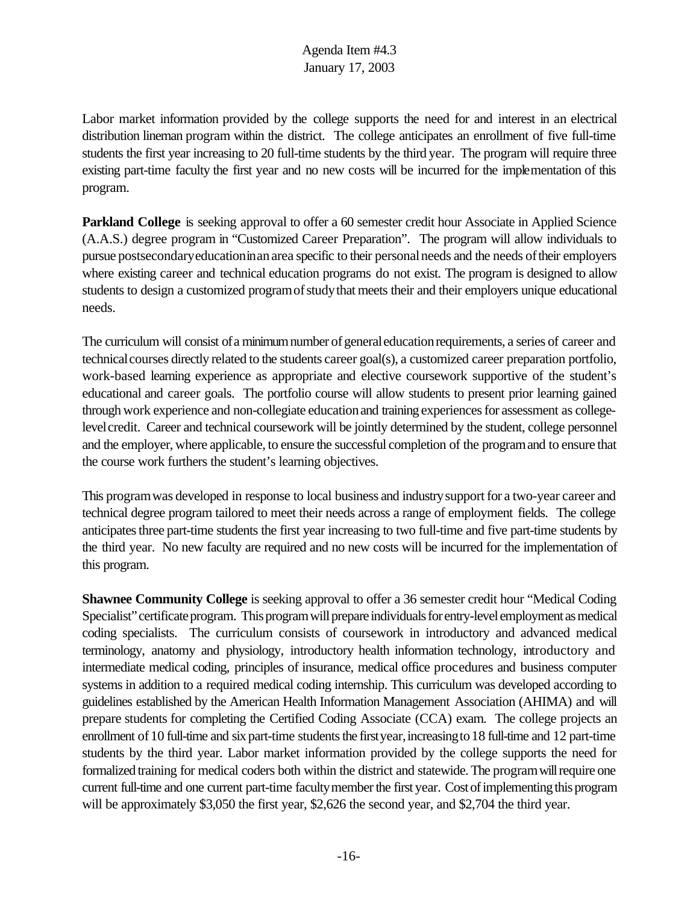Labor market information provided by the college supports the need for and interest in an electrical distribution lineman program within the district. The college anticipates an enrollment of five full-time students the first year increasing to 20 full-time students by the third year. The program will require three existing part-time faculty the first year and no new costs will be incurred for the implementation of this program.

**Parkland College** is seeking approval to offer a 60 semester credit hour Associate in Applied Science (A.A.S.) degree program in "Customized Career Preparation". The program will allow individuals to pursue postsecondary education in an area specific to their personal needs and the needs of their employers where existing career and technical education programs do not exist. The program is designed to allow students to design a customized program of study that meets their and their employers unique educational needs.

The curriculum will consist of a minimum number of general education requirements, a series of career and technical courses directly related to the students career goal(s), a customized career preparation portfolio, work-based learning experience as appropriate and elective coursework supportive of the student's educational and career goals. The portfolio course will allow students to present prior learning gained through work experience and non-collegiate education and training experiences for assessment as college-level credit. Career and technical coursework will be jointly determined by the student, college personnel and the employer, where applicable, to ensure the successful completion of the program and to ensure that the course work furthers the student's learning objectives.

This program was developed in response to local business and industry support for a two-year career and technical degree program tailored to meet their needs across a range of employment fields. The college anticipates three part-time students the first year increasing to two full-time and five part-time students by the third year. No new faculty are required and no new costs will be incurred for the implementation of this program.

**Shawnee Community College** is seeking approval to offer a 36 semester credit hour "Medical Coding Specialist" certificate program. This program will prepare individuals for entry-level employment as medical coding specialists. The curriculum consists of coursework in introductory and advanced medical terminology, anatomy and physiology, introductory health information technology, introductory and intermediate medical coding, principles of insurance, medical office procedures and business computer systems in addition to a required medical coding internship. This curriculum was developed according to guidelines established by the American Health Information Management Association (AHIMA) and will prepare students for completing the Certified Coding Associate (CCA) exam. The college projects an enrollment of 10 full-time and six part-time students the first year, increasing to 18 full-time and 12 part-time students by the third year. Labor market information provided by the college supports the need for formalized training for medical coders both within the district and statewide. The program will require one current full-time and one current part-time faculty member the first year. Cost of implementing this program will be approximately $3,050 the first year, $2,626 the second year, and $2,704 the third year.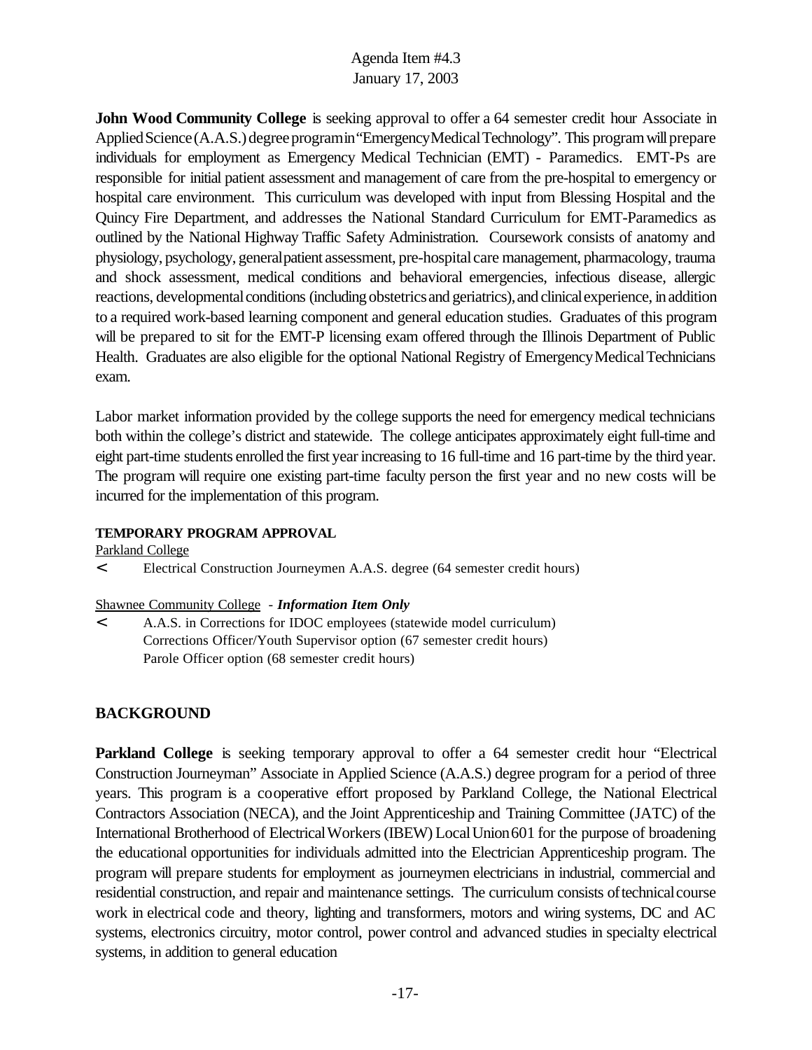**John Wood Community College** is seeking approval to offer a 64 semester credit hour Associate in Applied Science (A.A.S.) degree program in "Emergency Medical Technology". This program will prepare individuals for employment as Emergency Medical Technician (EMT) - Paramedics. EMT-Ps are responsible for initial patient assessment and management of care from the pre-hospital to emergency or hospital care environment. This curriculum was developed with input from Blessing Hospital and the Quincy Fire Department, and addresses the National Standard Curriculum for EMT-Paramedics as outlined by the National Highway Traffic Safety Administration. Coursework consists of anatomy and physiology, psychology, general patient assessment, pre-hospital care management, pharmacology, trauma and shock assessment, medical conditions and behavioral emergencies, infectious disease, allergic reactions, developmental conditions (including obstetrics and geriatrics), and clinical experience, in addition to a required work-based learning component and general education studies. Graduates of this program will be prepared to sit for the EMT-P licensing exam offered through the Illinois Department of Public Health. Graduates are also eligible for the optional National Registry of Emergency Medical Technicians exam.

Labor market information provided by the college supports the need for emergency medical technicians both within the college's district and statewide. The college anticipates approximately eight full-time and eight part-time students enrolled the first year increasing to 16 full-time and 16 part-time by the third year. The program will require one existing part-time faculty person the first year and no new costs will be incurred for the implementation of this program.

**TEMPORARY PROGRAM APPROVAL**

Parkland College

- Electrical Construction Journeymen A.A.S. degree (64 semester credit hours)

Shawnee Community College - ***Information Item Only***

- A.A.S. in Corrections for IDOC employees (statewide model curriculum)
  Corrections Officer/Youth Supervisor option (67 semester credit hours)
  Parole Officer option (68 semester credit hours)

## BACKGROUND

**Parkland College** is seeking temporary approval to offer a 64 semester credit hour "Electrical Construction Journeyman" Associate in Applied Science (A.A.S.) degree program for a period of three years. This program is a cooperative effort proposed by Parkland College, the National Electrical Contractors Association (NECA), and the Joint Apprenticeship and Training Committee (JATC) of the International Brotherhood of Electrical Workers (IBEW) Local Union 601 for the purpose of broadening the educational opportunities for individuals admitted into the Electrician Apprenticeship program. The program will prepare students for employment as journeymen electricians in industrial, commercial and residential construction, and repair and maintenance settings. The curriculum consists of technical course work in electrical code and theory, lighting and transformers, motors and wiring systems, DC and AC systems, electronics circuitry, motor control, power control and advanced studies in specialty electrical systems, in addition to general education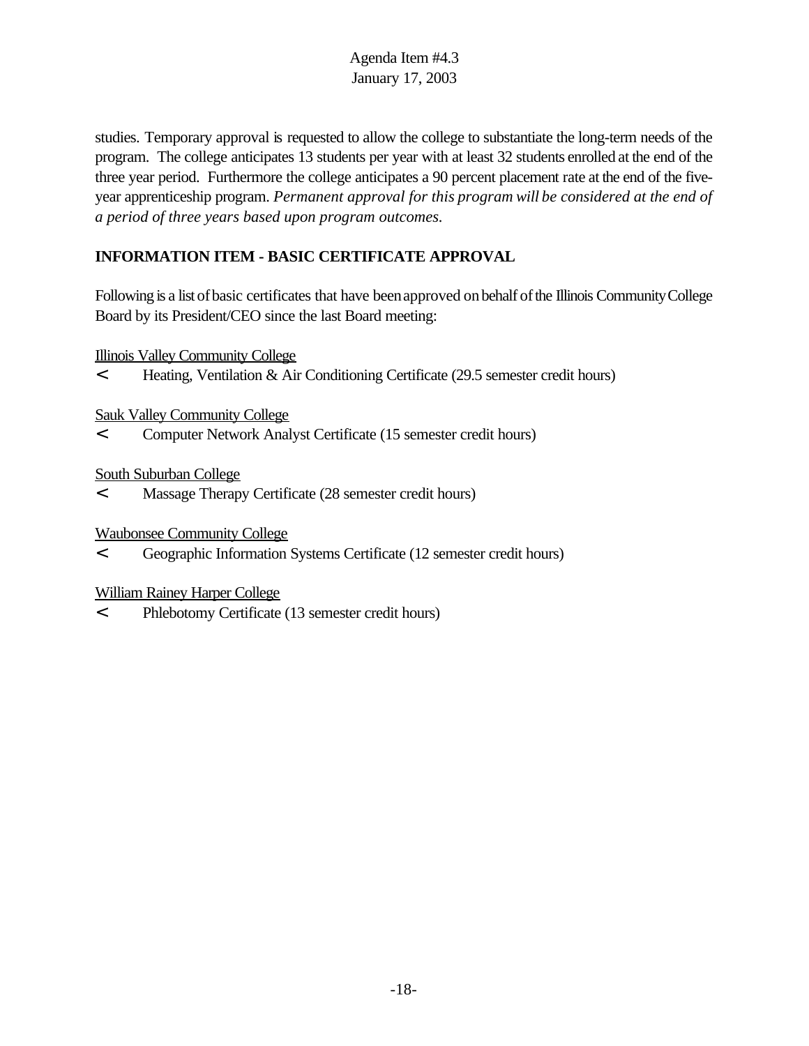studies. Temporary approval is requested to allow the college to substantiate the long-term needs of the program. The college anticipates 13 students per year with at least 32 students enrolled at the end of the three year period. Furthermore the college anticipates a 90 percent placement rate at the end of the five-year apprenticeship program. *Permanent approval for this program will be considered at the end of a period of three years based upon program outcomes.*

**INFORMATION ITEM - BASIC CERTIFICATE APPROVAL**

Following is a list of basic certificates that have been approved on behalf of the Illinois Community College Board by its President/CEO since the last Board meeting:

Illinois Valley Community College

- Heating, Ventilation & Air Conditioning Certificate (29.5 semester credit hours)

Sauk Valley Community College

- Computer Network Analyst Certificate (15 semester credit hours)

South Suburban College

- Massage Therapy Certificate (28 semester credit hours)

Waubonsee Community College

- Geographic Information Systems Certificate (12 semester credit hours)

William Rainey Harper College

- Phlebotomy Certificate (13 semester credit hours)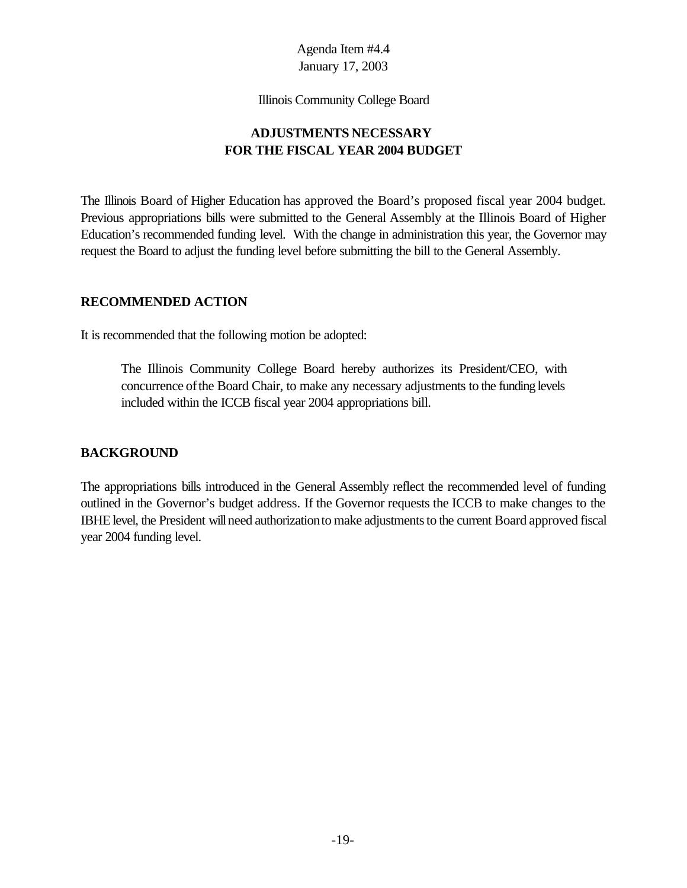Agenda Item #4.4
January 17, 2003

Illinois Community College Board

## ADJUSTMENTS NECESSARY FOR THE FISCAL YEAR 2004 BUDGET

The Illinois Board of Higher Education has approved the Board's proposed fiscal year 2004 budget. Previous appropriations bills were submitted to the General Assembly at the Illinois Board of Higher Education's recommended funding level. With the change in administration this year, the Governor may request the Board to adjust the funding level before submitting the bill to the General Assembly.

### RECOMMENDED ACTION

It is recommended that the following motion be adopted:

> The Illinois Community College Board hereby authorizes its President/CEO, with concurrence of the Board Chair, to make any necessary adjustments to the funding levels included within the ICCB fiscal year 2004 appropriations bill.

### BACKGROUND

The appropriations bills introduced in the General Assembly reflect the recommended level of funding outlined in the Governor's budget address. If the Governor requests the ICCB to make changes to the IBHE level, the President will need authorization to make adjustments to the current Board approved fiscal year 2004 funding level.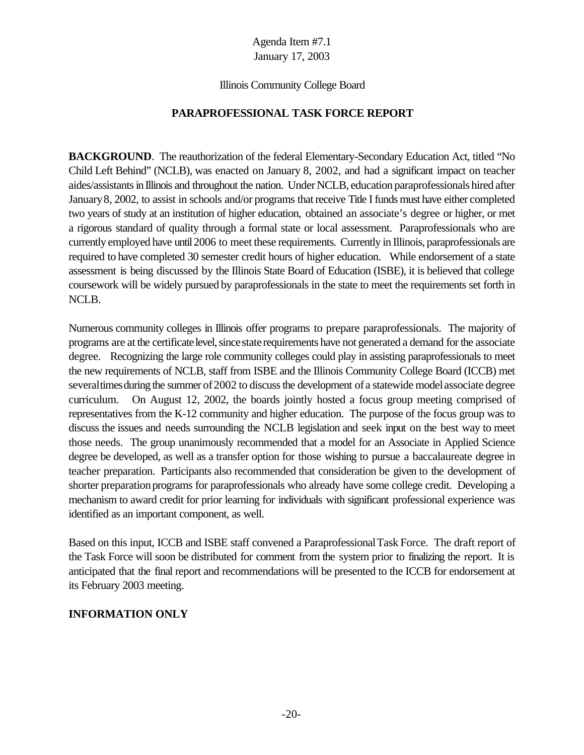Agenda Item #7.1
January 17, 2003

Illinois Community College Board

## PARAPROFESSIONAL TASK FORCE REPORT

**BACKGROUND**. The reauthorization of the federal Elementary-Secondary Education Act, titled "No Child Left Behind" (NCLB), was enacted on January 8, 2002, and had a significant impact on teacher aides/assistants in Illinois and throughout the nation. Under NCLB, education paraprofessionals hired after January 8, 2002, to assist in schools and/or programs that receive Title I funds must have either completed two years of study at an institution of higher education, obtained an associate's degree or higher, or met a rigorous standard of quality through a formal state or local assessment. Paraprofessionals who are currently employed have until 2006 to meet these requirements. Currently in Illinois, paraprofessionals are required to have completed 30 semester credit hours of higher education. While endorsement of a state assessment is being discussed by the Illinois State Board of Education (ISBE), it is believed that college coursework will be widely pursued by paraprofessionals in the state to meet the requirements set forth in NCLB.

Numerous community colleges in Illinois offer programs to prepare paraprofessionals. The majority of programs are at the certificate level, since state requirements have not generated a demand for the associate degree. Recognizing the large role community colleges could play in assisting paraprofessionals to meet the new requirements of NCLB, staff from ISBE and the Illinois Community College Board (ICCB) met several times during the summer of 2002 to discuss the development of a statewide model associate degree curriculum. On August 12, 2002, the boards jointly hosted a focus group meeting comprised of representatives from the K-12 community and higher education. The purpose of the focus group was to discuss the issues and needs surrounding the NCLB legislation and seek input on the best way to meet those needs. The group unanimously recommended that a model for an Associate in Applied Science degree be developed, as well as a transfer option for those wishing to pursue a baccalaureate degree in teacher preparation. Participants also recommended that consideration be given to the development of shorter preparation programs for paraprofessionals who already have some college credit. Developing a mechanism to award credit for prior learning for individuals with significant professional experience was identified as an important component, as well.

Based on this input, ICCB and ISBE staff convened a Paraprofessional Task Force. The draft report of the Task Force will soon be distributed for comment from the system prior to finalizing the report. It is anticipated that the final report and recommendations will be presented to the ICCB for endorsement at its February 2003 meeting.

**INFORMATION ONLY**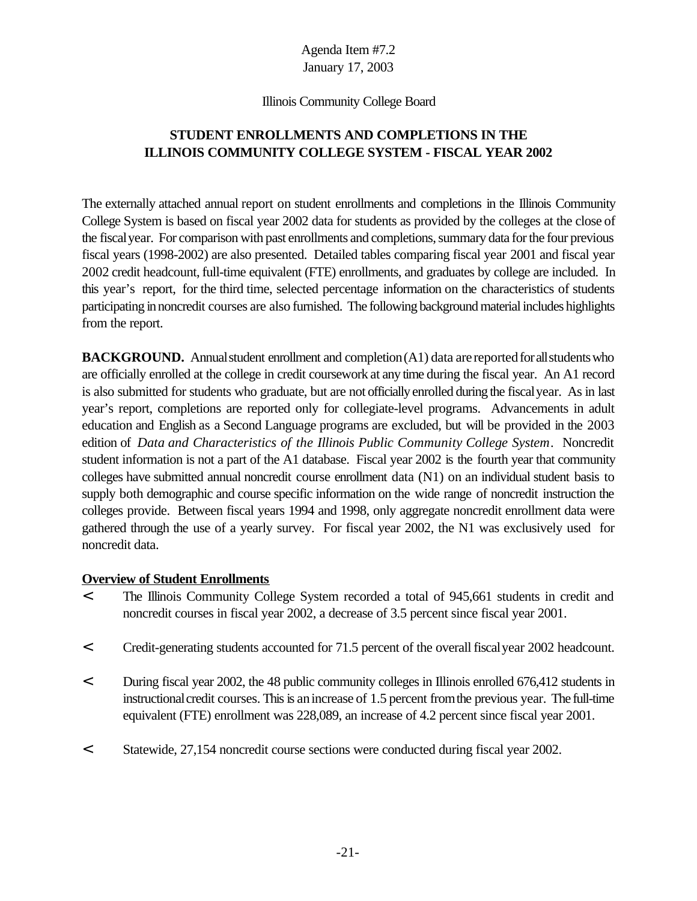Agenda Item #7.2
January 17, 2003

Illinois Community College Board

## STUDENT ENROLLMENTS AND COMPLETIONS IN THE ILLINOIS COMMUNITY COLLEGE SYSTEM - FISCAL YEAR 2002

The externally attached annual report on student enrollments and completions in the Illinois Community College System is based on fiscal year 2002 data for students as provided by the colleges at the close of the fiscal year. For comparison with past enrollments and completions, summary data for the four previous fiscal years (1998-2002) are also presented. Detailed tables comparing fiscal year 2001 and fiscal year 2002 credit headcount, full-time equivalent (FTE) enrollments, and graduates by college are included. In this year's report, for the third time, selected percentage information on the characteristics of students participating in noncredit courses are also furnished. The following background material includes highlights from the report.

**BACKGROUND.** Annual student enrollment and completion (A1) data are reported for all students who are officially enrolled at the college in credit coursework at any time during the fiscal year. An A1 record is also submitted for students who graduate, but are not officially enrolled during the fiscal year. As in last year's report, completions are reported only for collegiate-level programs. Advancements in adult education and English as a Second Language programs are excluded, but will be provided in the 2003 edition of *Data and Characteristics of the Illinois Public Community College System*. Noncredit student information is not a part of the A1 database. Fiscal year 2002 is the fourth year that community colleges have submitted annual noncredit course enrollment data (N1) on an individual student basis to supply both demographic and course specific information on the wide range of noncredit instruction the colleges provide. Between fiscal years 1994 and 1998, only aggregate noncredit enrollment data were gathered through the use of a yearly survey. For fiscal year 2002, the N1 was exclusively used for noncredit data.

**Overview of Student Enrollments**

- The Illinois Community College System recorded a total of 945,661 students in credit and noncredit courses in fiscal year 2002, a decrease of 3.5 percent since fiscal year 2001.
- Credit-generating students accounted for 71.5 percent of the overall fiscal year 2002 headcount.
- During fiscal year 2002, the 48 public community colleges in Illinois enrolled 676,412 students in instructional credit courses. This is an increase of 1.5 percent from the previous year. The full-time equivalent (FTE) enrollment was 228,089, an increase of 4.2 percent since fiscal year 2001.
- Statewide, 27,154 noncredit course sections were conducted during fiscal year 2002.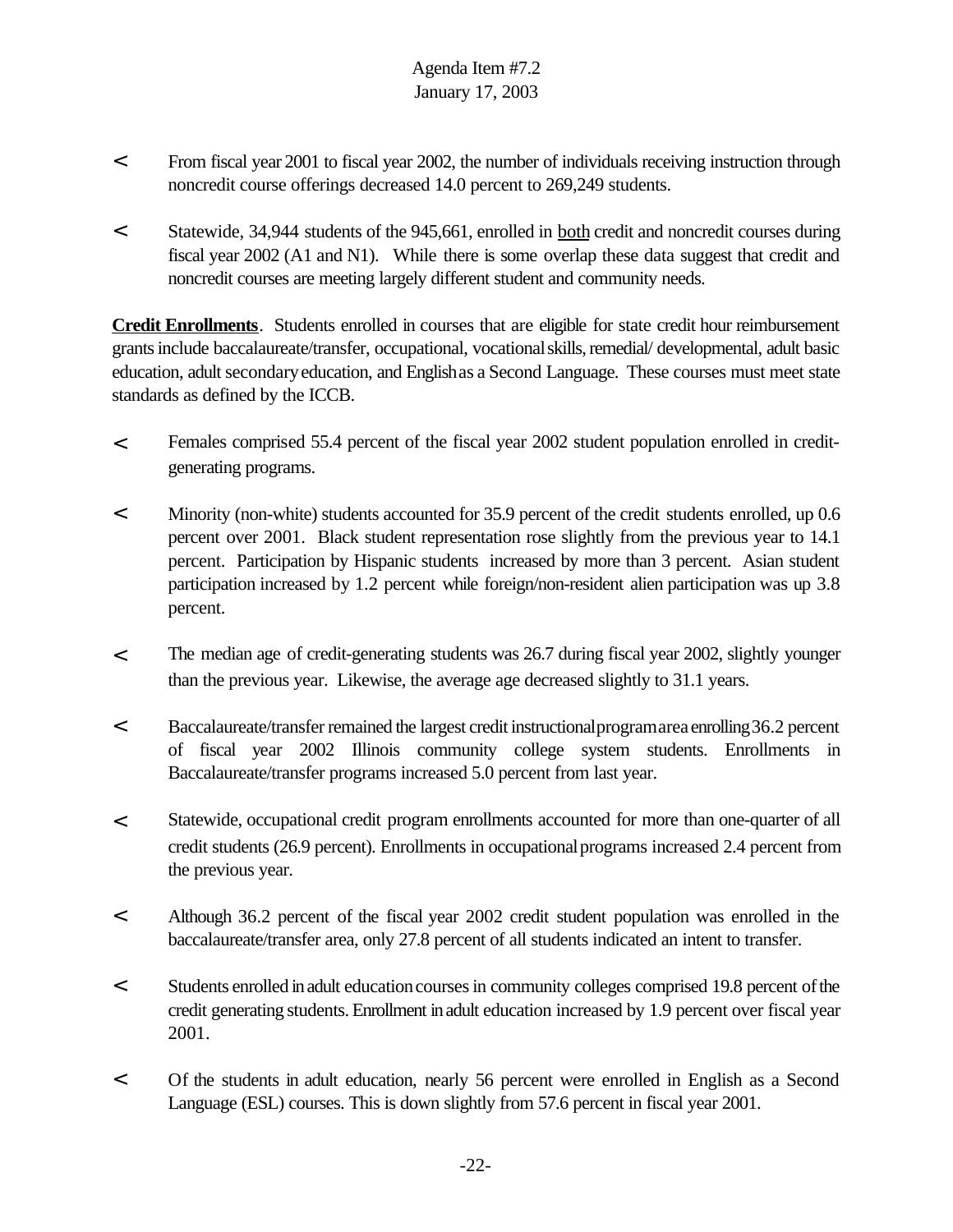Agenda Item #7.2
January 17, 2003

- From fiscal year 2001 to fiscal year 2002, the number of individuals receiving instruction through noncredit course offerings decreased 14.0 percent to 269,249 students.

- Statewide, 34,944 students of the 945,661, enrolled in both credit and noncredit courses during fiscal year 2002 (A1 and N1). While there is some overlap these data suggest that credit and noncredit courses are meeting largely different student and community needs.

**Credit Enrollments**. Students enrolled in courses that are eligible for state credit hour reimbursement grants include baccalaureate/transfer, occupational, vocational skills, remedial/ developmental, adult basic education, adult secondary education, and English as a Second Language. These courses must meet state standards as defined by the ICCB.

- Females comprised 55.4 percent of the fiscal year 2002 student population enrolled in credit-generating programs.

- Minority (non-white) students accounted for 35.9 percent of the credit students enrolled, up 0.6 percent over 2001. Black student representation rose slightly from the previous year to 14.1 percent. Participation by Hispanic students increased by more than 3 percent. Asian student participation increased by 1.2 percent while foreign/non-resident alien participation was up 3.8 percent.

- The median age of credit-generating students was 26.7 during fiscal year 2002, slightly younger than the previous year. Likewise, the average age decreased slightly to 31.1 years.

- Baccalaureate/transfer remained the largest credit instructional program area enrolling 36.2 percent of fiscal year 2002 Illinois community college system students. Enrollments in Baccalaureate/transfer programs increased 5.0 percent from last year.

- Statewide, occupational credit program enrollments accounted for more than one-quarter of all credit students (26.9 percent). Enrollments in occupational programs increased 2.4 percent from the previous year.

- Although 36.2 percent of the fiscal year 2002 credit student population was enrolled in the baccalaureate/transfer area, only 27.8 percent of all students indicated an intent to transfer.

- Students enrolled in adult education courses in community colleges comprised 19.8 percent of the credit generating students. Enrollment in adult education increased by 1.9 percent over fiscal year 2001.

- Of the students in adult education, nearly 56 percent were enrolled in English as a Second Language (ESL) courses. This is down slightly from 57.6 percent in fiscal year 2001.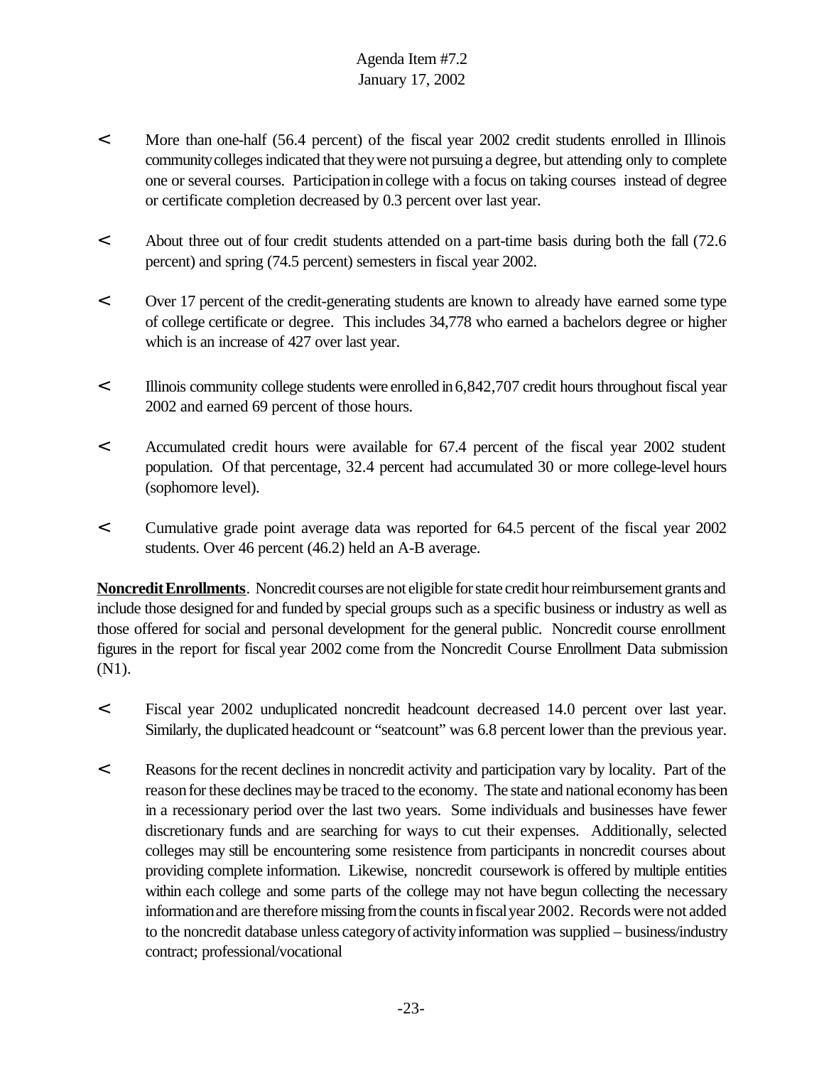- More than one-half (56.4 percent) of the fiscal year 2002 credit students enrolled in Illinois community colleges indicated that they were not pursuing a degree, but attending only to complete one or several courses. Participation in college with a focus on taking courses instead of degree or certificate completion decreased by 0.3 percent over last year.

- About three out of four credit students attended on a part-time basis during both the fall (72.6 percent) and spring (74.5 percent) semesters in fiscal year 2002.

- Over 17 percent of the credit-generating students are known to already have earned some type of college certificate or degree. This includes 34,778 who earned a bachelors degree or higher which is an increase of 427 over last year.

- Illinois community college students were enrolled in 6,842,707 credit hours throughout fiscal year 2002 and earned 69 percent of those hours.

- Accumulated credit hours were available for 67.4 percent of the fiscal year 2002 student population. Of that percentage, 32.4 percent had accumulated 30 or more college-level hours (sophomore level).

- Cumulative grade point average data was reported for 64.5 percent of the fiscal year 2002 students. Over 46 percent (46.2) held an A-B average.

**Noncredit Enrollments**. Noncredit courses are not eligible for state credit hour reimbursement grants and include those designed for and funded by special groups such as a specific business or industry as well as those offered for social and personal development for the general public. Noncredit course enrollment figures in the report for fiscal year 2002 come from the Noncredit Course Enrollment Data submission (N1).

- Fiscal year 2002 unduplicated noncredit headcount decreased 14.0 percent over last year. Similarly, the duplicated headcount or "seatcount" was 6.8 percent lower than the previous year.

- Reasons for the recent declines in noncredit activity and participation vary by locality. Part of the reason for these declines may be traced to the economy. The state and national economy has been in a recessionary period over the last two years. Some individuals and businesses have fewer discretionary funds and are searching for ways to cut their expenses. Additionally, selected colleges may still be encountering some resistence from participants in noncredit courses about providing complete information. Likewise, noncredit coursework is offered by multiple entities within each college and some parts of the college may not have begun collecting the necessary information and are therefore missing from the counts in fiscal year 2002. Records were not added to the noncredit database unless category of activity information was supplied – business/industry contract; professional/vocational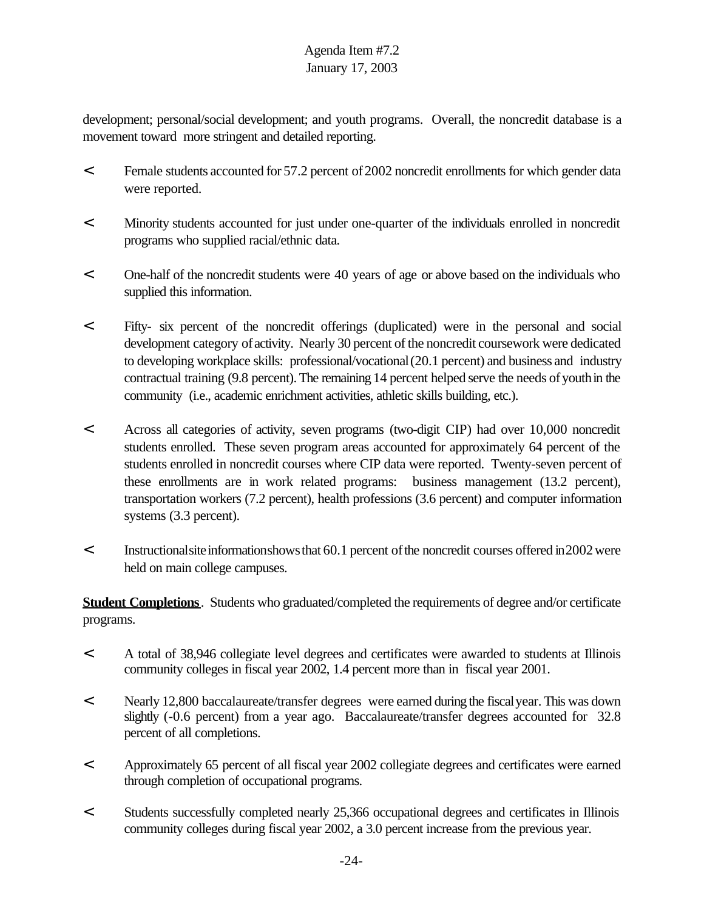development; personal/social development; and youth programs. Overall, the noncredit database is a movement toward more stringent and detailed reporting.

- Female students accounted for 57.2 percent of 2002 noncredit enrollments for which gender data were reported.

- Minority students accounted for just under one-quarter of the individuals enrolled in noncredit programs who supplied racial/ethnic data.

- One-half of the noncredit students were 40 years of age or above based on the individuals who supplied this information.

- Fifty- six percent of the noncredit offerings (duplicated) were in the personal and social development category of activity. Nearly 30 percent of the noncredit coursework were dedicated to developing workplace skills: professional/vocational (20.1 percent) and business and industry contractual training (9.8 percent). The remaining 14 percent helped serve the needs of youth in the community (i.e., academic enrichment activities, athletic skills building, etc.).

- Across all categories of activity, seven programs (two-digit CIP) had over 10,000 noncredit students enrolled. These seven program areas accounted for approximately 64 percent of the students enrolled in noncredit courses where CIP data were reported. Twenty-seven percent of these enrollments are in work related programs: business management (13.2 percent), transportation workers (7.2 percent), health professions (3.6 percent) and computer information systems (3.3 percent).

- Instructional site information shows that 60.1 percent of the noncredit courses offered in 2002 were held on main college campuses.

**Student Completions**. Students who graduated/completed the requirements of degree and/or certificate programs.

- A total of 38,946 collegiate level degrees and certificates were awarded to students at Illinois community colleges in fiscal year 2002, 1.4 percent more than in fiscal year 2001.

- Nearly 12,800 baccalaureate/transfer degrees were earned during the fiscal year. This was down slightly (-0.6 percent) from a year ago. Baccalaureate/transfer degrees accounted for 32.8 percent of all completions.

- Approximately 65 percent of all fiscal year 2002 collegiate degrees and certificates were earned through completion of occupational programs.

- Students successfully completed nearly 25,366 occupational degrees and certificates in Illinois community colleges during fiscal year 2002, a 3.0 percent increase from the previous year.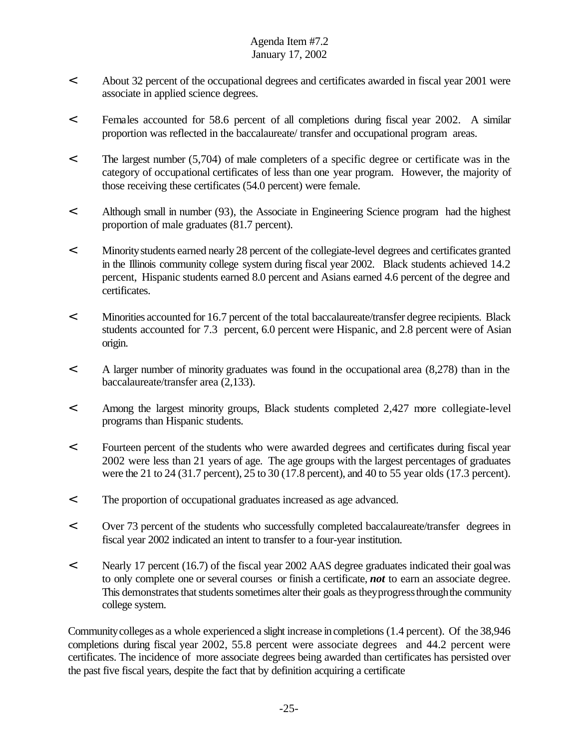- About 32 percent of the occupational degrees and certificates awarded in fiscal year 2001 were associate in applied science degrees.

- Females accounted for 58.6 percent of all completions during fiscal year 2002. A similar proportion was reflected in the baccalaureate/ transfer and occupational program areas.

- The largest number (5,704) of male completers of a specific degree or certificate was in the category of occupational certificates of less than one year program. However, the majority of those receiving these certificates (54.0 percent) were female.

- Although small in number (93), the Associate in Engineering Science program had the highest proportion of male graduates (81.7 percent).

- Minority students earned nearly 28 percent of the collegiate-level degrees and certificates granted in the Illinois community college system during fiscal year 2002. Black students achieved 14.2 percent, Hispanic students earned 8.0 percent and Asians earned 4.6 percent of the degree and certificates.

- Minorities accounted for 16.7 percent of the total baccalaureate/transfer degree recipients. Black students accounted for 7.3 percent, 6.0 percent were Hispanic, and 2.8 percent were of Asian origin.

- A larger number of minority graduates was found in the occupational area (8,278) than in the baccalaureate/transfer area (2,133).

- Among the largest minority groups, Black students completed 2,427 more collegiate-level programs than Hispanic students.

- Fourteen percent of the students who were awarded degrees and certificates during fiscal year 2002 were less than 21 years of age. The age groups with the largest percentages of graduates were the 21 to 24 (31.7 percent), 25 to 30 (17.8 percent), and 40 to 55 year olds (17.3 percent).

- The proportion of occupational graduates increased as age advanced.

- Over 73 percent of the students who successfully completed baccalaureate/transfer degrees in fiscal year 2002 indicated an intent to transfer to a four-year institution.

- Nearly 17 percent (16.7) of the fiscal year 2002 AAS degree graduates indicated their goal was to only complete one or several courses or finish a certificate, ***not*** to earn an associate degree. This demonstrates that students sometimes alter their goals as they progress through the community college system.

Community colleges as a whole experienced a slight increase in completions (1.4 percent). Of the 38,946 completions during fiscal year 2002, 55.8 percent were associate degrees and 44.2 percent were certificates. The incidence of more associate degrees being awarded than certificates has persisted over the past five fiscal years, despite the fact that by definition acquiring a certificate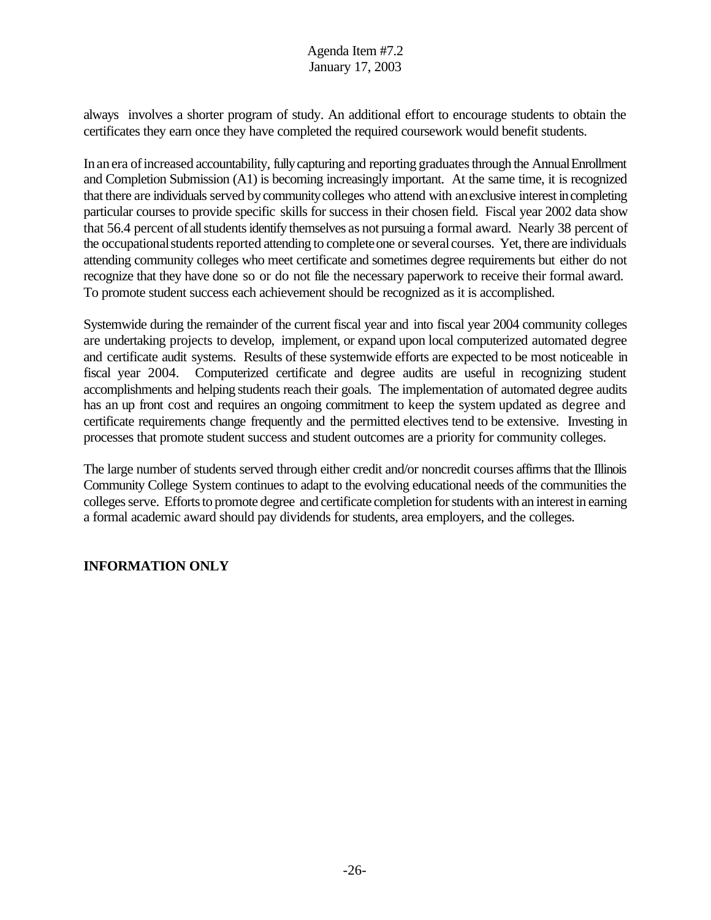always involves a shorter program of study. An additional effort to encourage students to obtain the certificates they earn once they have completed the required coursework would benefit students.

In an era of increased accountability, fully capturing and reporting graduates through the Annual Enrollment and Completion Submission (A1) is becoming increasingly important. At the same time, it is recognized that there are individuals served by community colleges who attend with an exclusive interest in completing particular courses to provide specific skills for success in their chosen field. Fiscal year 2002 data show that 56.4 percent of all students identify themselves as not pursuing a formal award. Nearly 38 percent of the occupational students reported attending to complete one or several courses. Yet, there are individuals attending community colleges who meet certificate and sometimes degree requirements but either do not recognize that they have done so or do not file the necessary paperwork to receive their formal award. To promote student success each achievement should be recognized as it is accomplished.

Systemwide during the remainder of the current fiscal year and into fiscal year 2004 community colleges are undertaking projects to develop, implement, or expand upon local computerized automated degree and certificate audit systems. Results of these systemwide efforts are expected to be most noticeable in fiscal year 2004. Computerized certificate and degree audits are useful in recognizing student accomplishments and helping students reach their goals. The implementation of automated degree audits has an up front cost and requires an ongoing commitment to keep the system updated as degree and certificate requirements change frequently and the permitted electives tend to be extensive. Investing in processes that promote student success and student outcomes are a priority for community colleges.

The large number of students served through either credit and/or noncredit courses affirms that the Illinois Community College System continues to adapt to the evolving educational needs of the communities the colleges serve. Efforts to promote degree and certificate completion for students with an interest in earning a formal academic award should pay dividends for students, area employers, and the colleges.

**INFORMATION ONLY**